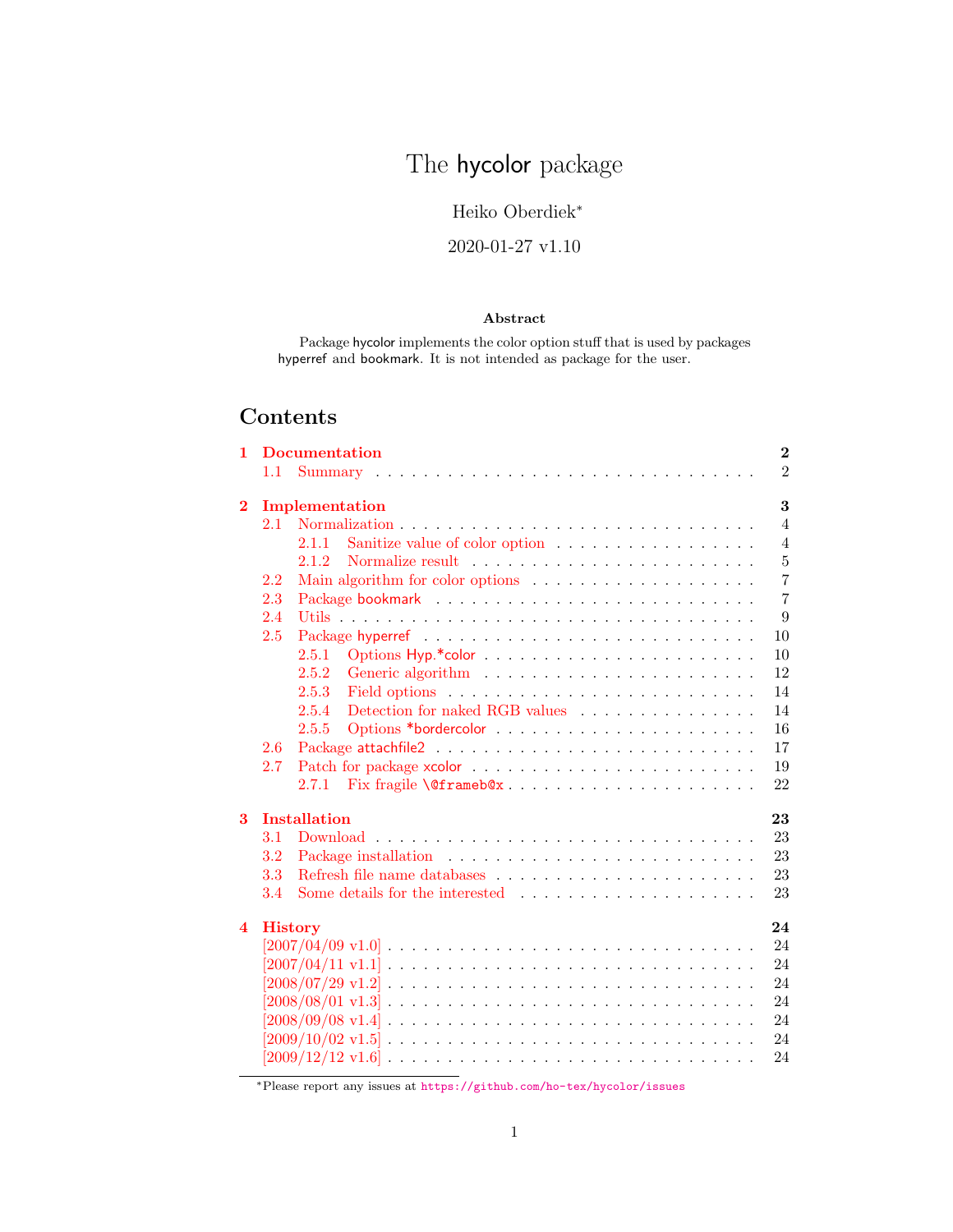# The hycolor package

Heiko Oberdiek[*]

2020-01-27 v1.10

**Abstract**

Package hycolor implements the color option stuff that is used by packages hyperref and bookmark. It is not intended as package for the user.

## Contents

**1 Documentation** **2**
- 1.1 Summary . . . 2

**2 Implementation** **3**
- 2.1 Normalization . . . 4
  - 2.1.1 Sanitize value of color option . . . 4
  - 2.1.2 Normalize result . . . 5
- 2.2 Main algorithm for color options . . . 7
- 2.3 Package bookmark . . . 7
- 2.4 Utils . . . 9
- 2.5 Package hyperref . . . 10
  - 2.5.1 Options Hyp.*color . . . 10
  - 2.5.2 Generic algorithm . . . 12
  - 2.5.3 Field options . . . 14
  - 2.5.4 Detection for naked RGB values . . . 14
  - 2.5.5 Options *bordercolor . . . 16
- 2.6 Package attachfile2 . . . 17
- 2.7 Patch for package xcolor . . . 19
  - 2.7.1 Fix fragile \@frameb@x . . . 22

**3 Installation** **23**
- 3.1 Download . . . 23
- 3.2 Package installation . . . 23
- 3.3 Refresh file name databases . . . 23
- 3.4 Some details for the interested . . . 23

**4 History** **24**
- [2007/04/09 v1.0] . . . 24
- [2007/04/11 v1.1] . . . 24
- [2008/07/29 v1.2] . . . 24
- [2008/08/01 v1.3] . . . 24
- [2008/09/08 v1.4] . . . 24
- [2009/10/02 v1.5] . . . 24
- [2009/12/12 v1.6] . . . 24

---

[*]Please report any issues at https://github.com/ho-tex/hycolor/issues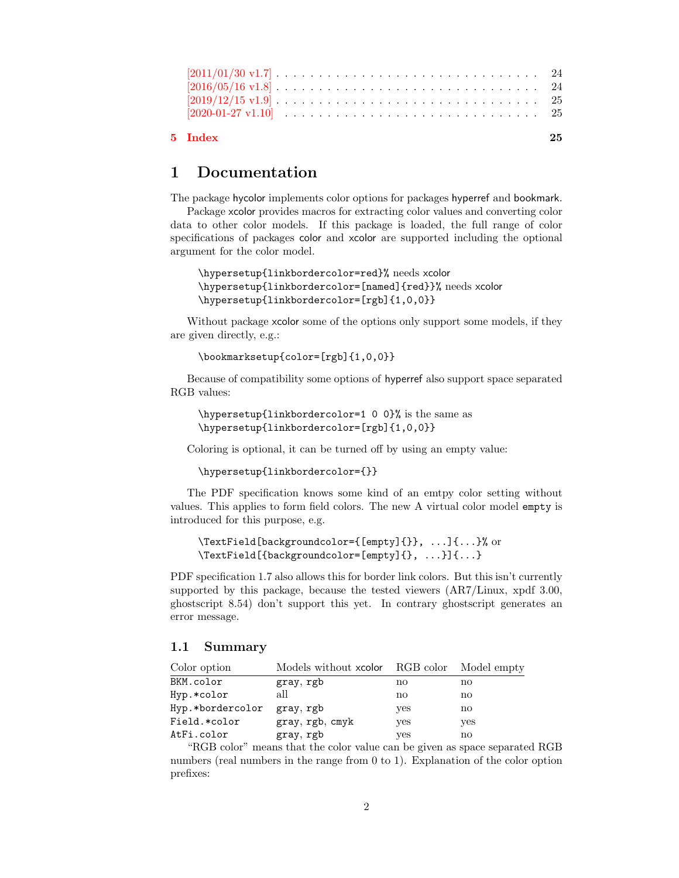[2011/01/30 v1.7] . . . . . . . . . . . . . . . . . . . . . . . . . . . . . . . 24
[2016/05/16 v1.8] . . . . . . . . . . . . . . . . . . . . . . . . . . . . . . . 24
[2019/12/15 v1.9] . . . . . . . . . . . . . . . . . . . . . . . . . . . . . . . 25
[2020-01-27 v1.10] . . . . . . . . . . . . . . . . . . . . . . . . . . . . . . 25

**5 Index** **25**

# 1 Documentation

The package hycolor implements color options for packages hyperref and bookmark.

Package xcolor provides macros for extracting color values and converting color data to other color models. If this package is loaded, the full range of color specifications of packages color and xcolor are supported including the optional argument for the color model.

```
\hypersetup{linkbordercolor=red}% needs xcolor
\hypersetup{linkbordercolor=[named]{red}}% needs xcolor
\hypersetup{linkbordercolor=[rgb]{1,0,0}}
```

Without package xcolor some of the options only support some models, if they are given directly, e.g.:

```
\bookmarksetup{color=[rgb]{1,0,0}}
```

Because of compatibility some options of hyperref also support space separated RGB values:

```
\hypersetup{linkbordercolor=1 0 0}% is the same as
\hypersetup{linkbordercolor=[rgb]{1,0,0}}
```

Coloring is optional, it can be turned off by using an empty value:

```
\hypersetup{linkbordercolor={}}
```

The PDF specification knows some kind of an emtpy color setting without values. This applies to form field colors. The new A virtual color model `empty` is introduced for this purpose, e.g.

```
\TextField[backgroundcolor={[empty]{}}, ...]{...}% or
\TextField[{backgroundcolor=[empty]{}, ...}]{...}
```

PDF specification 1.7 also allows this for border link colors. But this isn't currently supported by this package, because the tested viewers (AR7/Linux, xpdf 3.00, ghostscript 8.54) don't support this yet. In contrary ghostscript generates an error message.

## 1.1 Summary

| Color option | Models without xcolor | RGB color | Model empty |
|---|---|---|---|
| `BKM.color` | `gray`, `rgb` | no | no |
| `Hyp.*color` | all | no | no |
| `Hyp.*bordercolor` | `gray`, `rgb` | yes | no |
| `Field.*color` | `gray`, `rgb`, `cmyk` | yes | yes |
| `AtFi.color` | `gray`, `rgb` | yes | no |

"RGB color" means that the color value can be given as space separated RGB numbers (real numbers in the range from 0 to 1). Explanation of the color option prefixes: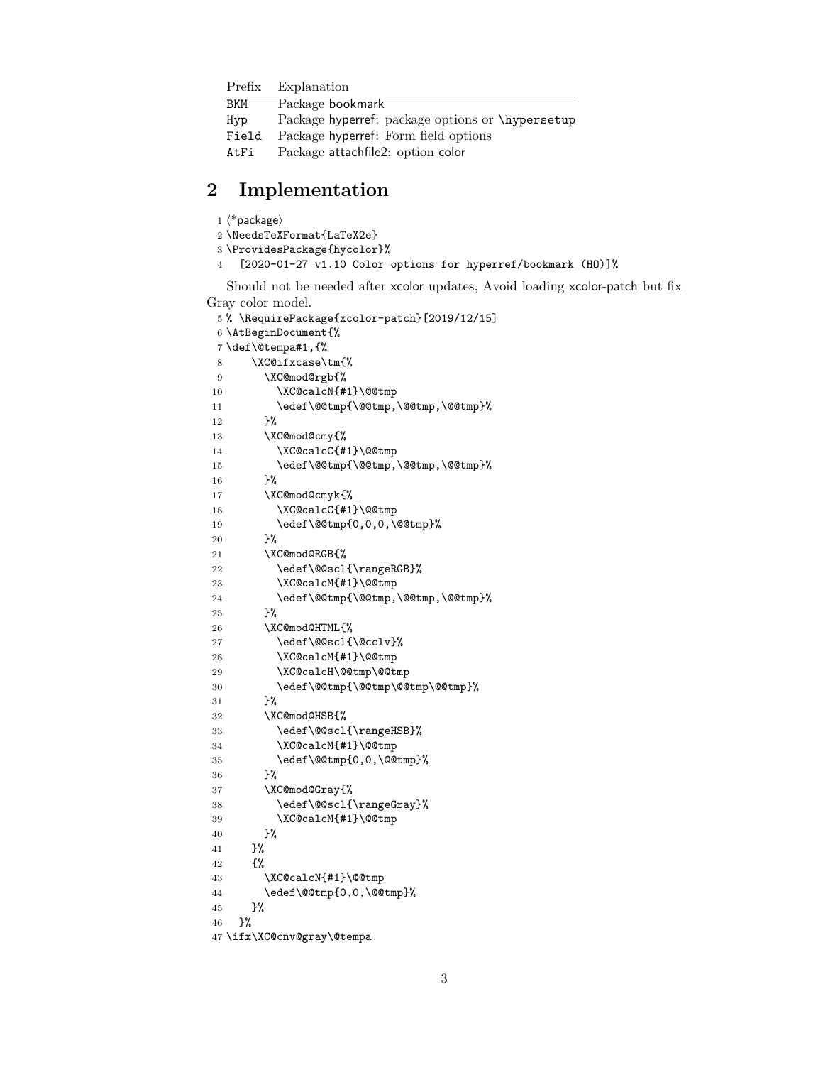| Prefix | Explanation |
|---|---|
| BKM | Package bookmark |
| Hyp | Package hyperref: package options or \hypersetup |
| Field | Package hyperref: Form field options |
| AtFi | Package attachfile2: option color |

## 2 Implementation

```
1 <*package>
2 \NeedsTeXFormat{LaTeX2e}
3 \ProvidesPackage{hycolor}%
4   [2020-01-27 v1.10 Color options for hyperref/bookmark (HO)]%
```

Should not be needed after xcolor updates, Avoid loading xcolor-patch but fix Gray color model.

```
5 % \RequirePackage{xcolor-patch}[2019/12/15]
6 \AtBeginDocument{%
7 \def\@tempa#1,{%
8     \XC@ifxcase\tm{%
9       \XC@mod@rgb{%
10        \XC@calcN{#1}\@@tmp
11        \edef\@@tmp{\@@tmp,\@@tmp,\@@tmp}%
12      }%
13      \XC@mod@cmy{%
14        \XC@calcC{#1}\@@tmp
15        \edef\@@tmp{\@@tmp,\@@tmp,\@@tmp}%
16      }%
17      \XC@mod@cmyk{%
18        \XC@calcC{#1}\@@tmp
19        \edef\@@tmp{0,0,0,\@@tmp}%
20      }%
21      \XC@mod@RGB{%
22        \edef\@@scl{\rangeRGB}%
23        \XC@calcM{#1}\@@tmp
24        \edef\@@tmp{\@@tmp,\@@tmp,\@@tmp}%
25      }%
26      \XC@mod@HTML{%
27        \edef\@@scl{\@cclv}%
28        \XC@calcM{#1}\@@tmp
29        \XC@calcH\@@tmp\@@tmp
30        \edef\@@tmp{\@@tmp\@@tmp\@@tmp}%
31      }%
32      \XC@mod@HSB{%
33        \edef\@@scl{\rangeHSB}%
34        \XC@calcM{#1}\@@tmp
35        \edef\@@tmp{0,0,\@@tmp}%
36      }%
37      \XC@mod@Gray{%
38        \edef\@@scl{\rangeGray}%
39        \XC@calcM{#1}\@@tmp
40      }%
41    }%
42    {%
43      \XC@calcN{#1}\@@tmp
44      \edef\@@tmp{0,0,\@@tmp}%
45    }%
46  }%
47 \ifx\XC@cnv@gray\@tempa
```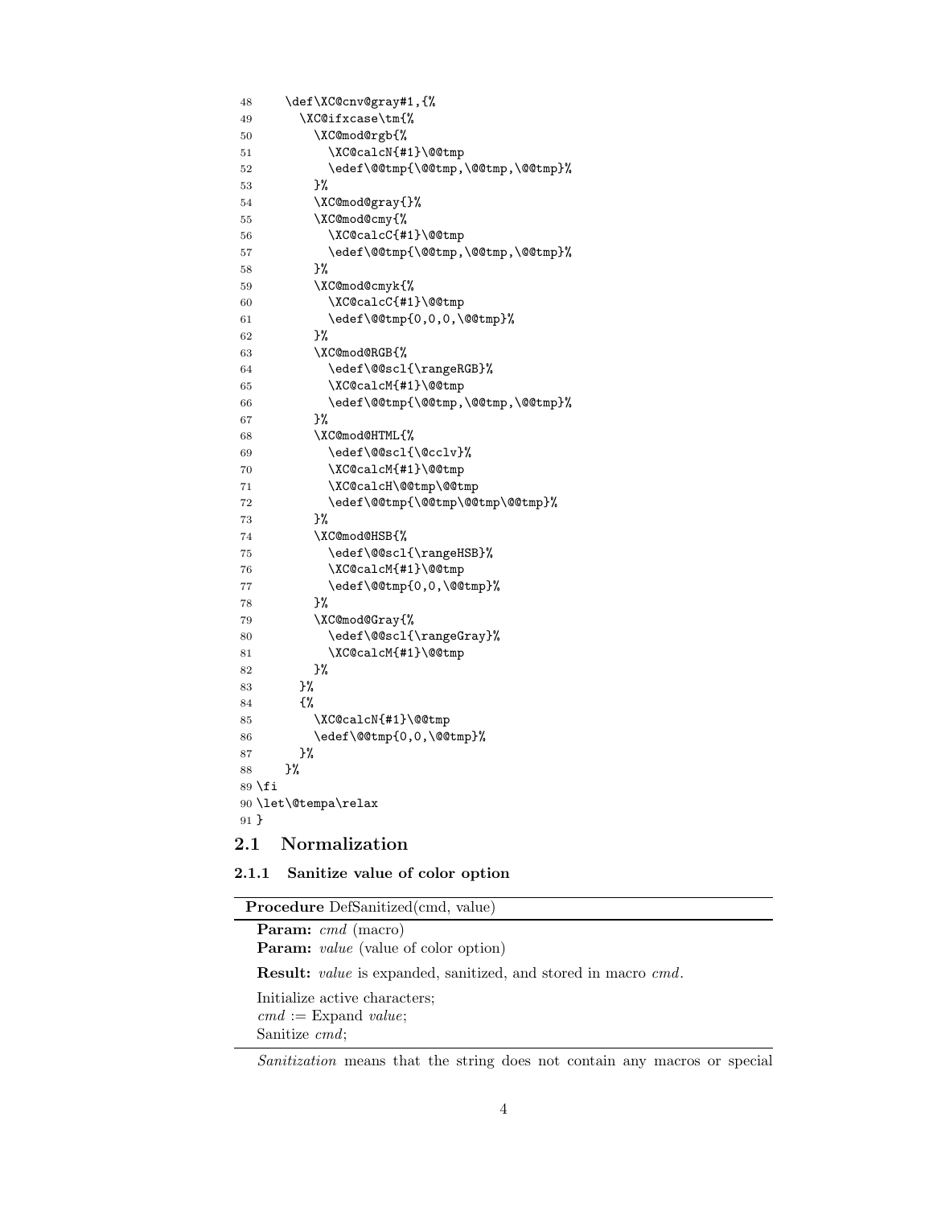```
48    \def\XC@cnv@gray#1,{%
49      \XC@ifxcase\tm{%
50        \XC@mod@rgb{%
51          \XC@calcN{#1}\@@tmp
52          \edef\@@tmp{\@@tmp,\@@tmp,\@@tmp}%
53        }%
54        \XC@mod@gray{}%
55        \XC@mod@cmy{%
56          \XC@calcC{#1}\@@tmp
57          \edef\@@tmp{\@@tmp,\@@tmp,\@@tmp}%
58        }%
59        \XC@mod@cmyk{%
60          \XC@calcC{#1}\@@tmp
61          \edef\@@tmp{0,0,0,\@@tmp}%
62        }%
63        \XC@mod@RGB{%
64          \edef\@@scl{\rangeRGB}%
65          \XC@calcM{#1}\@@tmp
66          \edef\@@tmp{\@@tmp,\@@tmp,\@@tmp}%
67        }%
68        \XC@mod@HTML{%
69          \edef\@@scl{\@cclv}%
70          \XC@calcM{#1}\@@tmp
71          \XC@calcH\@@tmp\@@tmp
72          \edef\@@tmp{\@@tmp\@@tmp\@@tmp}%
73        }%
74        \XC@mod@HSB{%
75          \edef\@@scl{\rangeHSB}%
76          \XC@calcM{#1}\@@tmp
77          \edef\@@tmp{0,0,\@@tmp}%
78        }%
79        \XC@mod@Gray{%
80          \edef\@@scl{\rangeGray}%
81          \XC@calcM{#1}\@@tmp
82        }%
83      }%
84      {%
85        \XC@calcN{#1}\@@tmp
86        \edef\@@tmp{0,0,\@@tmp}%
87      }%
88    }%
89 \fi
90 \let\@tempa\relax
91 }
```

## 2.1 Normalization

### 2.1.1 Sanitize value of color option

**Procedure** DefSanitized(cmd, value)

**Param:** *cmd* (macro)
**Param:** *value* (value of color option)

**Result:** *value* is expanded, sanitized, and stored in macro *cmd*.

Initialize active characters;
*cmd* := Expand *value*;
Sanitize *cmd*;

*Sanitization* means that the string does not contain any macros or special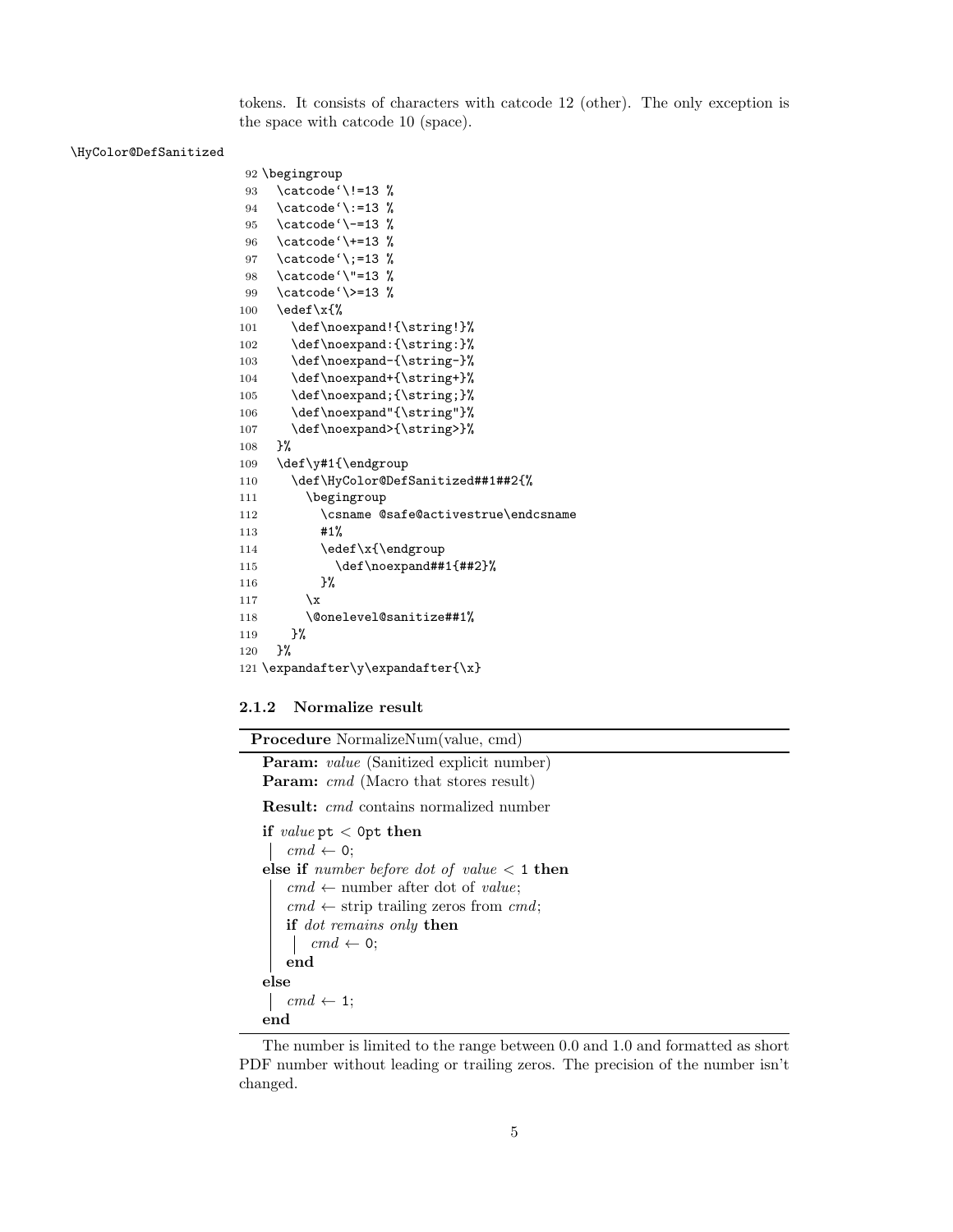tokens. It consists of characters with catcode 12 (other). The only exception is the space with catcode 10 (space).

\HyColor@DefSanitized

```
92 \begingroup
93   \catcode`\!=13 %
94   \catcode`\:=13 %
95   \catcode`\-=13 %
96   \catcode`\+=13 %
97   \catcode`\;=13 %
98   \catcode`\"=13 %
99   \catcode`\>=13 %
100   \edef\x{%
101     \def\noexpand!{\string!}%
102     \def\noexpand:{\string:}%
103     \def\noexpand-{\string-}%
104     \def\noexpand+{\string+}%
105     \def\noexpand;{\string;}%
106     \def\noexpand"{\string"}%
107     \def\noexpand>{\string>}%
108   }%
109   \def\y#1{\endgroup
110     \def\HyColor@DefSanitized##1##2{%
111       \begingroup
112         \csname @safe@activestrue\endcsname
113         #1%
114         \edef\x{\endgroup
115           \def\noexpand##1{##2}%
116         }%
117       \x
118       \@onelevel@sanitize##1%
119     }%
120   }%
121 \expandafter\y\expandafter{\x}
```

### 2.1.2 Normalize result

**Procedure** NormalizeNum(value, cmd)

**Param:** *value* (Sanitized explicit number)
**Param:** *cmd* (Macro that stores result)

**Result:** *cmd* contains normalized number

**if** *value* `pt` < `0pt` **then**
  *cmd* ← `0`;
**else if** *number before dot of value* < `1` **then**
  *cmd* ← number after dot of *value*;
  *cmd* ← strip trailing zeros from *cmd*;
  **if** *dot remains only* **then**
    *cmd* ← `0`;
  **end**
**else**
  *cmd* ← `1`;
**end**

The number is limited to the range between 0.0 and 1.0 and formatted as short PDF number without leading or trailing zeros. The precision of the number isn't changed.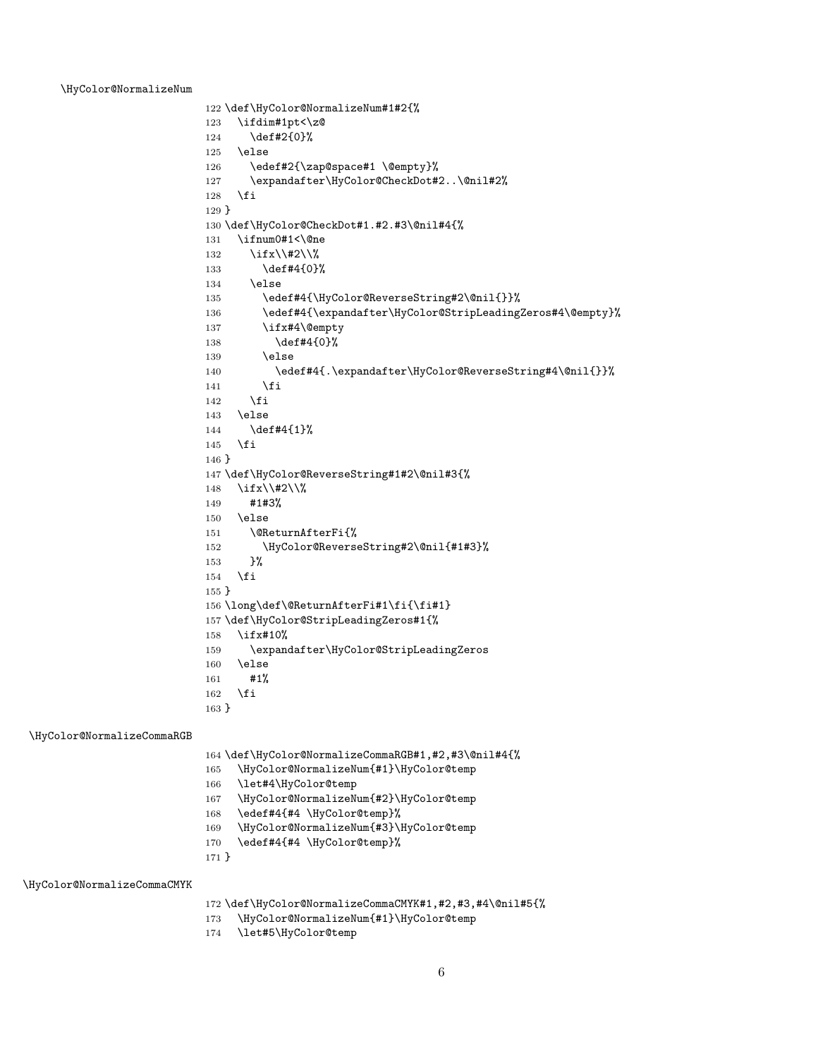\HyColor@NormalizeNum

```
122 \def\HyColor@NormalizeNum#1#2{%
123   \ifdim#1pt<\z@
124     \def#2{0}%
125   \else
126     \edef#2{\zap@space#1 \@empty}%
127     \expandafter\HyColor@CheckDot#2..\@nil#2%
128   \fi
129 }
130 \def\HyColor@CheckDot#1.#2.#3\@nil#4{%
131   \ifnum0#1<\@ne
132     \ifx\\#2\\%
133       \def#4{0}%
134     \else
135       \edef#4{\HyColor@ReverseString#2\@nil{}}%
136       \edef#4{\expandafter\HyColor@StripLeadingZeros#4\@empty}%
137       \ifx#4\@empty
138         \def#4{0}%
139       \else
140         \edef#4{.\expandafter\HyColor@ReverseString#4\@nil{}}%
141       \fi
142     \fi
143   \else
144     \def#4{1}%
145   \fi
146 }
147 \def\HyColor@ReverseString#1#2\@nil#3{%
148   \ifx\\#2\\%
149     #1#3%
150   \else
151     \@ReturnAfterFi{%
152       \HyColor@ReverseString#2\@nil{#1#3}%
153     }%
154   \fi
155 }
156 \long\def\@ReturnAfterFi#1\fi{\fi#1}
157 \def\HyColor@StripLeadingZeros#1{%
158   \ifx#10%
159     \expandafter\HyColor@StripLeadingZeros
160   \else
161     #1%
162   \fi
163 }
```

\HyColor@NormalizeCommaRGB

```
164 \def\HyColor@NormalizeCommaRGB#1,#2,#3\@nil#4{%
165   \HyColor@NormalizeNum{#1}\HyColor@temp
166   \let#4\HyColor@temp
167   \HyColor@NormalizeNum{#2}\HyColor@temp
168   \edef#4{#4 \HyColor@temp}%
169   \HyColor@NormalizeNum{#3}\HyColor@temp
170   \edef#4{#4 \HyColor@temp}%
171 }
```

\HyColor@NormalizeCommaCMYK

```
172 \def\HyColor@NormalizeCommaCMYK#1,#2,#3,#4\@nil#5{%
173   \HyColor@NormalizeNum{#1}\HyColor@temp
174   \let#5\HyColor@temp
```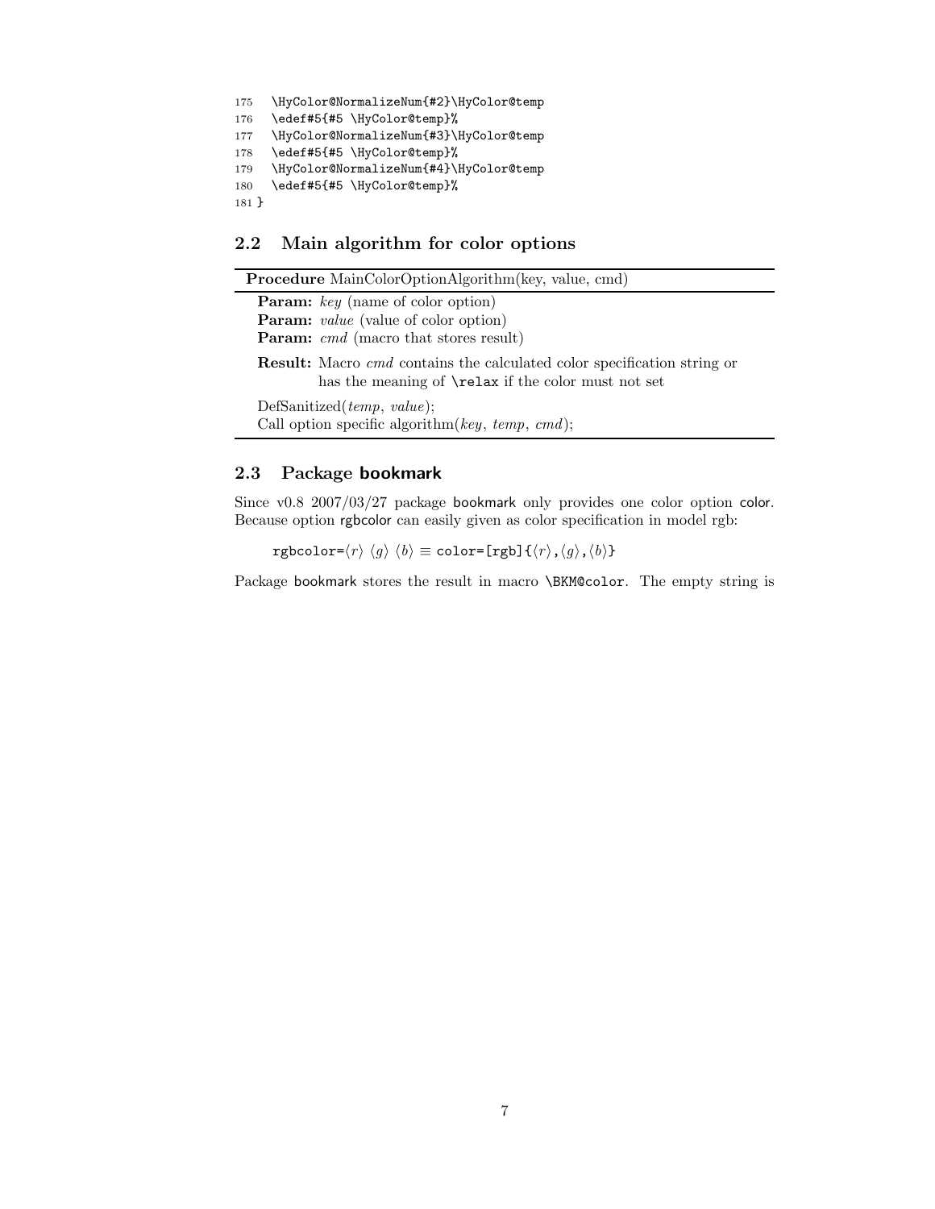```
175   \HyColor@NormalizeNum{#2}\HyColor@temp
176   \edef#5{#5 \HyColor@temp}%
177   \HyColor@NormalizeNum{#3}\HyColor@temp
178   \edef#5{#5 \HyColor@temp}%
179   \HyColor@NormalizeNum{#4}\HyColor@temp
180   \edef#5{#5 \HyColor@temp}%
181 }
```

## 2.2 Main algorithm for color options

**Procedure** MainColorOptionAlgorithm(key, value, cmd)

**Param:** *key* (name of color option)
**Param:** *value* (value of color option)
**Param:** *cmd* (macro that stores result)

**Result:** Macro *cmd* contains the calculated color specification string or has the meaning of `\relax` if the color must not set

DefSanitized(*temp*, *value*);
Call option specific algorithm(*key*, *temp*, *cmd*);

## 2.3 Package **bookmark**

Since v0.8 2007/03/27 package bookmark only provides one color option color. Because option rgbcolor can easily given as color specification in model rgb:

`rgbcolor=`⟨*r*⟩ ⟨*g*⟩ ⟨*b*⟩ ≡ `color=[rgb]{`⟨*r*⟩`,`⟨*g*⟩`,`⟨*b*⟩`}`

Package bookmark stores the result in macro `\BKM@color`. The empty string is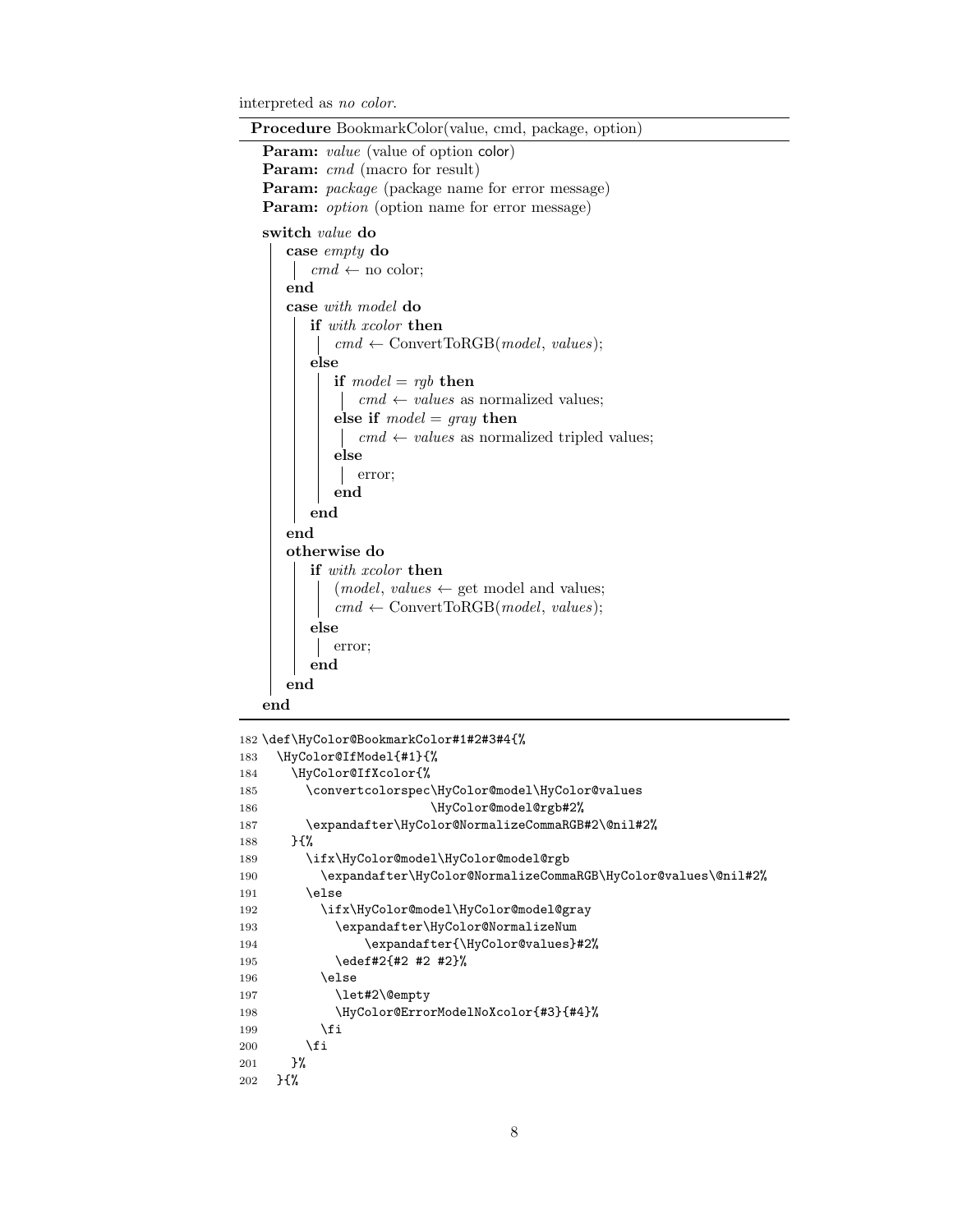interpreted as *no color*.

---

**Procedure** BookmarkColor(value, cmd, package, option)

---

**Param:** *value* (value of option color)
**Param:** *cmd* (macro for result)
**Param:** *package* (package name for error message)
**Param:** *option* (option name for error message)

```
switch value do
    case empty do
        cmd ← no color;
    end
    case with model do
        if with xcolor then
            cmd ← ConvertToRGB(model, values);
        else
            if model = rgb then
                cmd ← values as normalized values;
            else if model = gray then
                cmd ← values as normalized tripled values;
            else
                error;
            end
        end
    end
    otherwise do
        if with xcolor then
            (model, values ← get model and values;
            cmd ← ConvertToRGB(model, values);
        else
            error;
        end
    end
end
```

---

```
182 \def\HyColor@BookmarkColor#1#2#3#4{%
183   \HyColor@IfModel{#1}{%
184     \HyColor@IfXcolor{%
185       \convertcolorspec\HyColor@model\HyColor@values
186                        \HyColor@model@rgb#2%
187       \expandafter\HyColor@NormalizeCommaRGB#2\@nil#2%
188     }{%
189       \ifx\HyColor@model\HyColor@model@rgb
190         \expandafter\HyColor@NormalizeCommaRGB\HyColor@values\@nil#2%
191       \else
192         \ifx\HyColor@model\HyColor@model@gray
193           \expandafter\HyColor@NormalizeNum
194               \expandafter{\HyColor@values}#2%
195           \edef#2{#2 #2 #2}%
196         \else
197           \let#2\@empty
198           \HyColor@ErrorModelNoXcolor{#3}{#4}%
199         \fi
200       \fi
201     }%
202   }{%
```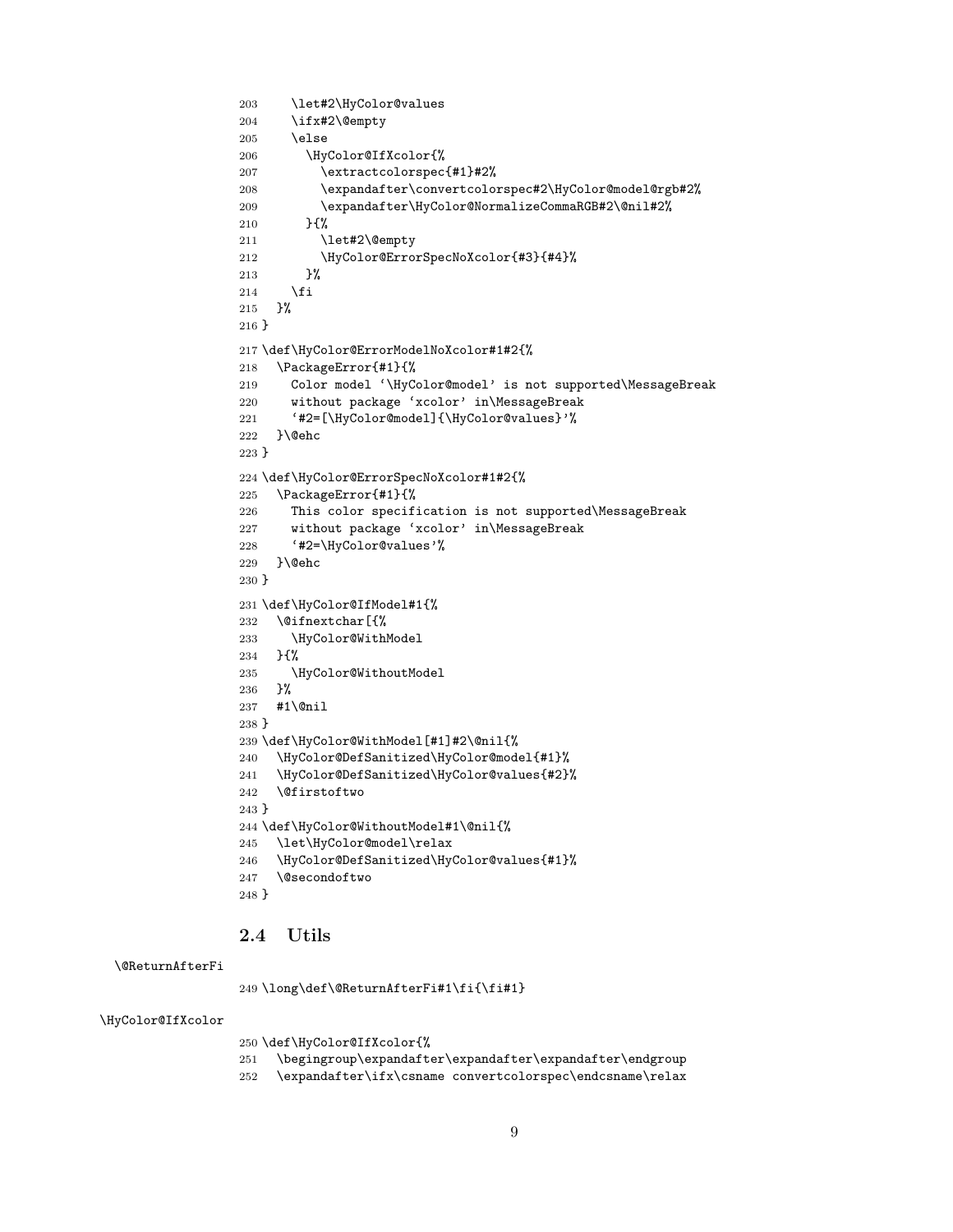```
203     \let#2\HyColor@values
204     \ifx#2\@empty
205     \else
206       \HyColor@IfXcolor{%
207         \extractcolorspec{#1}#2%
208         \expandafter\convertcolorspec#2\HyColor@model@rgb#2%
209         \expandafter\HyColor@NormalizeCommaRGB#2\@nil#2%
210       }{%
211         \let#2\@empty
212         \HyColor@ErrorSpecNoXcolor{#3}{#4}%
213       }%
214     \fi
215   }%
216 }
217 \def\HyColor@ErrorModelNoXcolor#1#2{%
218   \PackageError{#1}{%
219     Color model `\HyColor@model' is not supported\MessageBreak
220     without package `xcolor' in\MessageBreak
221     `#2=[\HyColor@model]{\HyColor@values}'%
222   }\@ehc
223 }
224 \def\HyColor@ErrorSpecNoXcolor#1#2{%
225   \PackageError{#1}{%
226     This color specification is not supported\MessageBreak
227     without package `xcolor' in\MessageBreak
228     `#2=\HyColor@values'%
229   }\@ehc
230 }
231 \def\HyColor@IfModel#1{%
232   \@ifnextchar[{%
233     \HyColor@WithModel
234   }{%
235     \HyColor@WithoutModel
236   }%
237   #1\@nil
238 }
239 \def\HyColor@WithModel[#1]#2\@nil{%
240   \HyColor@DefSanitized\HyColor@model{#1}%
241   \HyColor@DefSanitized\HyColor@values{#2}%
242   \@firstoftwo
243 }
244 \def\HyColor@WithoutModel#1\@nil{%
245   \let\HyColor@model\relax
246   \HyColor@DefSanitized\HyColor@values{#1}%
247   \@secondoftwo
248 }
```

## 2.4 Utils

\@ReturnAfterFi

```
249 \long\def\@ReturnAfterFi#1\fi{\fi#1}
```

\HyColor@IfXcolor

```
250 \def\HyColor@IfXcolor{%
251   \begingroup\expandafter\expandafter\expandafter\endgroup
252   \expandafter\ifx\csname convertcolorspec\endcsname\relax
```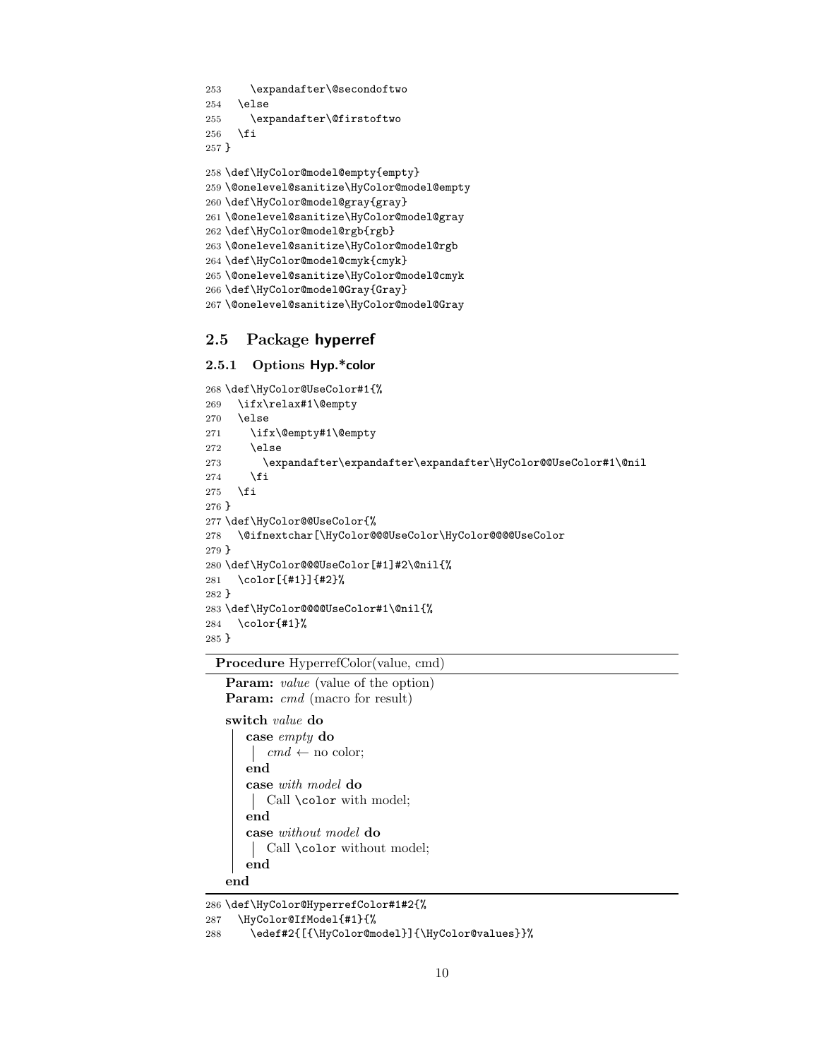```
253     \expandafter\@secondoftwo
254   \else
255     \expandafter\@firstoftwo
256   \fi
257 }
```

```
258 \def\HyColor@model@empty{empty}
259 \@onelevel@sanitize\HyColor@model@empty
260 \def\HyColor@model@gray{gray}
261 \@onelevel@sanitize\HyColor@model@gray
262 \def\HyColor@model@rgb{rgb}
263 \@onelevel@sanitize\HyColor@model@rgb
264 \def\HyColor@model@cmyk{cmyk}
265 \@onelevel@sanitize\HyColor@model@cmyk
266 \def\HyColor@model@Gray{Gray}
267 \@onelevel@sanitize\HyColor@model@Gray
```

## 2.5 Package hyperref

### 2.5.1 Options Hyp.*color

```
268 \def\HyColor@UseColor#1{%
269   \ifx\relax#1\@empty
270   \else
271     \ifx\@empty#1\@empty
272     \else
273       \expandafter\expandafter\expandafter\HyColor@@UseColor#1\@nil
274     \fi
275   \fi
276 }
277 \def\HyColor@@UseColor{%
278   \@ifnextchar[\HyColor@@@UseColor\HyColor@@@@UseColor
279 }
280 \def\HyColor@@@UseColor[#1]#2\@nil{%
281   \color[{#1}]{#2}%
282 }
283 \def\HyColor@@@@UseColor#1\@nil{%
284   \color{#1}%
285 }
```

**Procedure** HyperrefColor(value, cmd)

**Param:** *value* (value of the option)
**Param:** *cmd* (macro for result)

**switch** *value* **do**
  **case** *empty* **do**
    *cmd* ← no color;
  **end**
  **case** *with model* **do**
    Call `\color` with model;
  **end**
  **case** *without model* **do**
    Call `\color` without model;
  **end**
**end**

```
286 \def\HyColor@HyperrefColor#1#2{%
287   \HyColor@IfModel{#1}{%
288     \edef#2{[{\HyColor@model}]{\HyColor@values}}%
```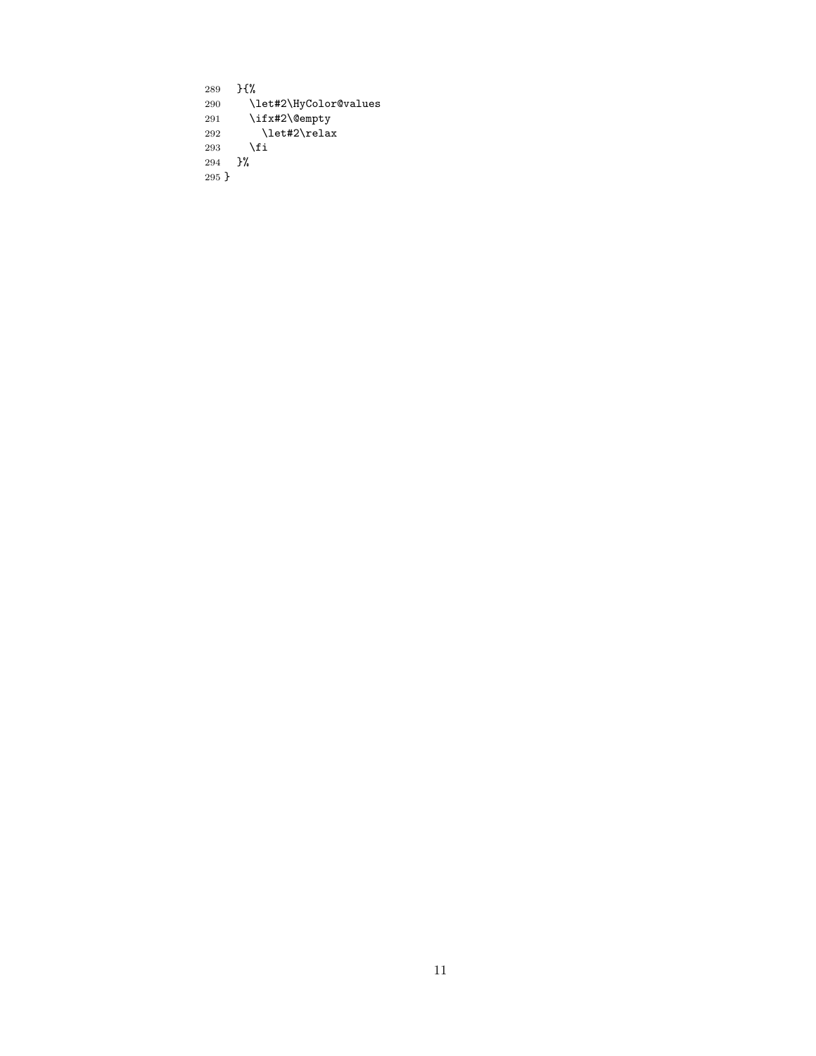```
289   }{%
290     \let#2\HyColor@values
291     \ifx#2\@empty
292       \let#2\relax
293     \fi
294   }%
295 }
```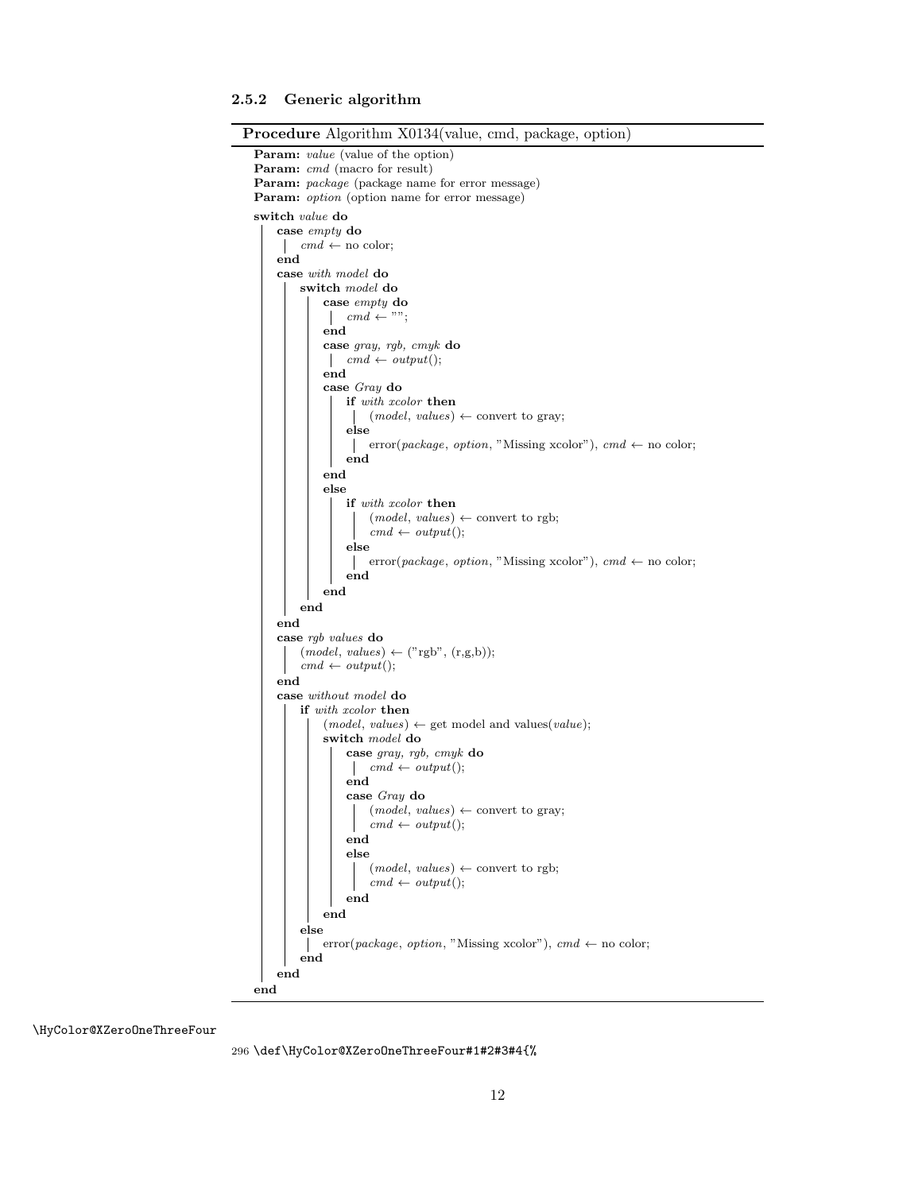### 2.5.2 Generic algorithm

**Procedure** Algorithm X0134(value, cmd, package, option)

```
Param: value (value of the option)
Param: cmd (macro for result)
Param: package (package name for error message)
Param: option (option name for error message)
switch value do
    case empty do
        cmd ← no color;
    end
    case with model do
        switch model do
            case empty do
                cmd ← "";
            end
            case gray, rgb, cmyk do
                cmd ← output();
            end
            case Gray do
                if with xcolor then
                    (model, values) ← convert to gray;
                else
                    error(package, option, "Missing xcolor"), cmd ← no color;
                end
            end
            else
                if with xcolor then
                    (model, values) ← convert to rgb;
                    cmd ← output();
                else
                    error(package, option, "Missing xcolor"), cmd ← no color;
                end
            end
        end
    end
    case rgb values do
        (model, values) ← ("rgb", (r,g,b));
        cmd ← output();
    end
    case without model do
        if with xcolor then
            (model, values) ← get model and values(value);
            switch model do
                case gray, rgb, cmyk do
                    cmd ← output();
                end
                case Gray do
                    (model, values) ← convert to gray;
                    cmd ← output();
                end
                else
                    (model, values) ← convert to rgb;
                    cmd ← output();
                end
            end
        else
            error(package, option, "Missing xcolor"), cmd ← no color;
        end
    end
end
```

\HyColor@XZeroOneThreeFour

```
296 \def\HyColor@XZeroOneThreeFour#1#2#3#4{%
```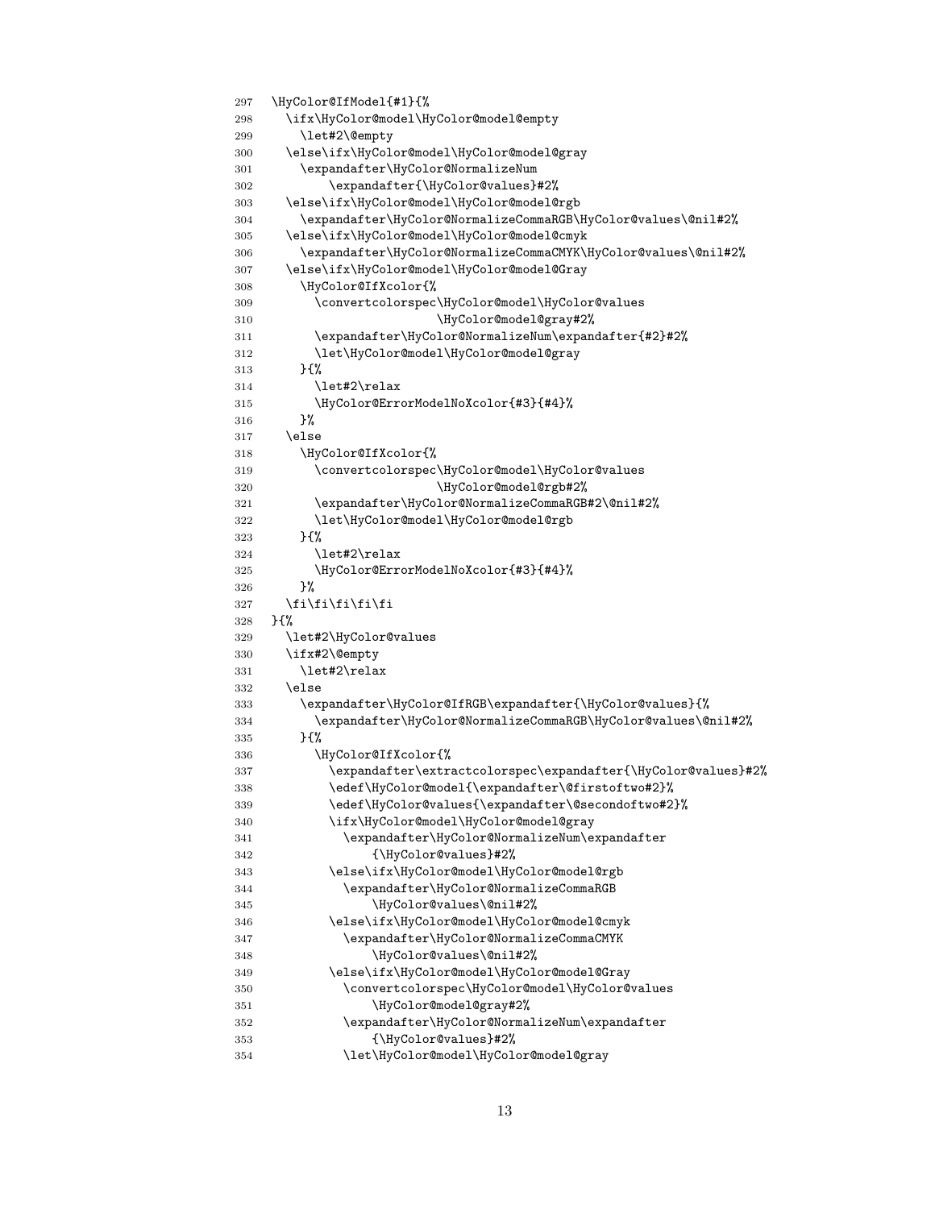```
297 \HyColor@IfModel{#1}{%
298   \ifx\HyColor@model\HyColor@model@empty
299     \let#2\@empty
300   \else\ifx\HyColor@model\HyColor@model@gray
301     \expandafter\HyColor@NormalizeNum
302         \expandafter{\HyColor@values}#2%
303   \else\ifx\HyColor@model\HyColor@model@rgb
304     \expandafter\HyColor@NormalizeCommaRGB\HyColor@values\@nil#2%
305   \else\ifx\HyColor@model\HyColor@model@cmyk
306     \expandafter\HyColor@NormalizeCommaCMYK\HyColor@values\@nil#2%
307   \else\ifx\HyColor@model\HyColor@model@Gray
308     \HyColor@IfXcolor{%
309       \convertcolorspec\HyColor@model\HyColor@values
310                        \HyColor@model@gray#2%
311       \expandafter\HyColor@NormalizeNum\expandafter{#2}#2%
312       \let\HyColor@model\HyColor@model@gray
313     }{%
314       \let#2\relax
315       \HyColor@ErrorModelNoXcolor{#3}{#4}%
316     }%
317   \else
318     \HyColor@IfXcolor{%
319       \convertcolorspec\HyColor@model\HyColor@values
320                        \HyColor@model@rgb#2%
321       \expandafter\HyColor@NormalizeCommaRGB#2\@nil#2%
322       \let\HyColor@model\HyColor@model@rgb
323     }{%
324       \let#2\relax
325       \HyColor@ErrorModelNoXcolor{#3}{#4}%
326     }%
327   \fi\fi\fi\fi\fi
328 }{%
329   \let#2\HyColor@values
330   \ifx#2\@empty
331     \let#2\relax
332   \else
333     \expandafter\HyColor@IfRGB\expandafter{\HyColor@values}{%
334       \expandafter\HyColor@NormalizeCommaRGB\HyColor@values\@nil#2%
335     }{%
336       \HyColor@IfXcolor{%
337         \expandafter\extractcolorspec\expandafter{\HyColor@values}#2%
338         \edef\HyColor@model{\expandafter\@firstoftwo#2}%
339         \edef\HyColor@values{\expandafter\@secondoftwo#2}%
340         \ifx\HyColor@model\HyColor@model@gray
341           \expandafter\HyColor@NormalizeNum\expandafter
342               {\HyColor@values}#2%
343         \else\ifx\HyColor@model\HyColor@model@rgb
344           \expandafter\HyColor@NormalizeCommaRGB
345               \HyColor@values\@nil#2%
346         \else\ifx\HyColor@model\HyColor@model@cmyk
347           \expandafter\HyColor@NormalizeCommaCMYK
348               \HyColor@values\@nil#2%
349         \else\ifx\HyColor@model\HyColor@model@Gray
350           \convertcolorspec\HyColor@model\HyColor@values
351               \HyColor@model@gray#2%
352           \expandafter\HyColor@NormalizeNum\expandafter
353               {\HyColor@values}#2%
354           \let\HyColor@model\HyColor@model@gray
```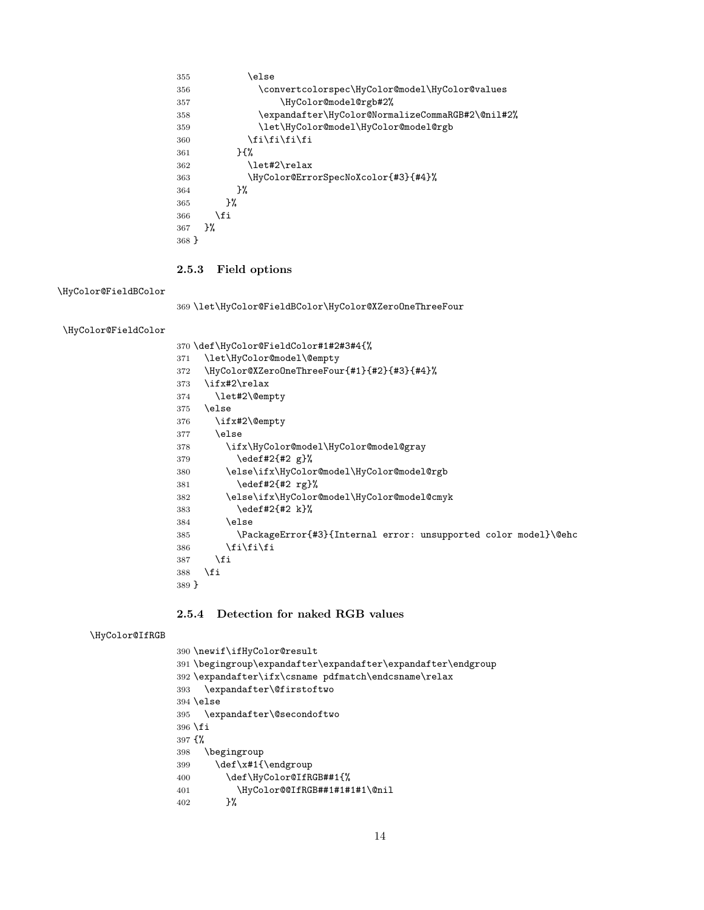```
355           \else
356             \convertcolorspec\HyColor@model\HyColor@values
357                 \HyColor@model@rgb#2%
358             \expandafter\HyColor@NormalizeCommaRGB#2\@nil#2%
359             \let\HyColor@model\HyColor@model@rgb
360           \fi\fi\fi\fi
361         }{%
362           \let#2\relax
363           \HyColor@ErrorSpecNoXcolor{#3}{#4}%
364         }%
365       }%
366     \fi
367   }%
368 }
```

### 2.5.3 Field options

\HyColor@FieldBColor

```
369 \let\HyColor@FieldBColor\HyColor@XZeroOneThreeFour
```

\HyColor@FieldColor

```
370 \def\HyColor@FieldColor#1#2#3#4{%
371   \let\HyColor@model\@empty
372   \HyColor@XZeroOneThreeFour{#1}{#2}{#3}{#4}%
373   \ifx#2\relax
374     \let#2\@empty
375   \else
376     \ifx#2\@empty
377     \else
378       \ifx\HyColor@model\HyColor@model@gray
379         \edef#2{#2 g}%
380       \else\ifx\HyColor@model\HyColor@model@rgb
381         \edef#2{#2 rg}%
382       \else\ifx\HyColor@model\HyColor@model@cmyk
383         \edef#2{#2 k}%
384       \else
385         \PackageError{#3}{Internal error: unsupported color model}\@ehc
386       \fi\fi\fi
387     \fi
388   \fi
389 }
```

### 2.5.4 Detection for naked RGB values

\HyColor@IfRGB

```
390 \newif\ifHyColor@result
391 \begingroup\expandafter\expandafter\expandafter\endgroup
392 \expandafter\ifx\csname pdfmatch\endcsname\relax
393   \expandafter\@firstoftwo
394 \else
395   \expandafter\@secondoftwo
396 \fi
397 {%
398   \begingroup
399     \def\x#1{\endgroup
400       \def\HyColor@IfRGB##1{%
401         \HyColor@@IfRGB##1#1#1#1\@nil
402       }%
```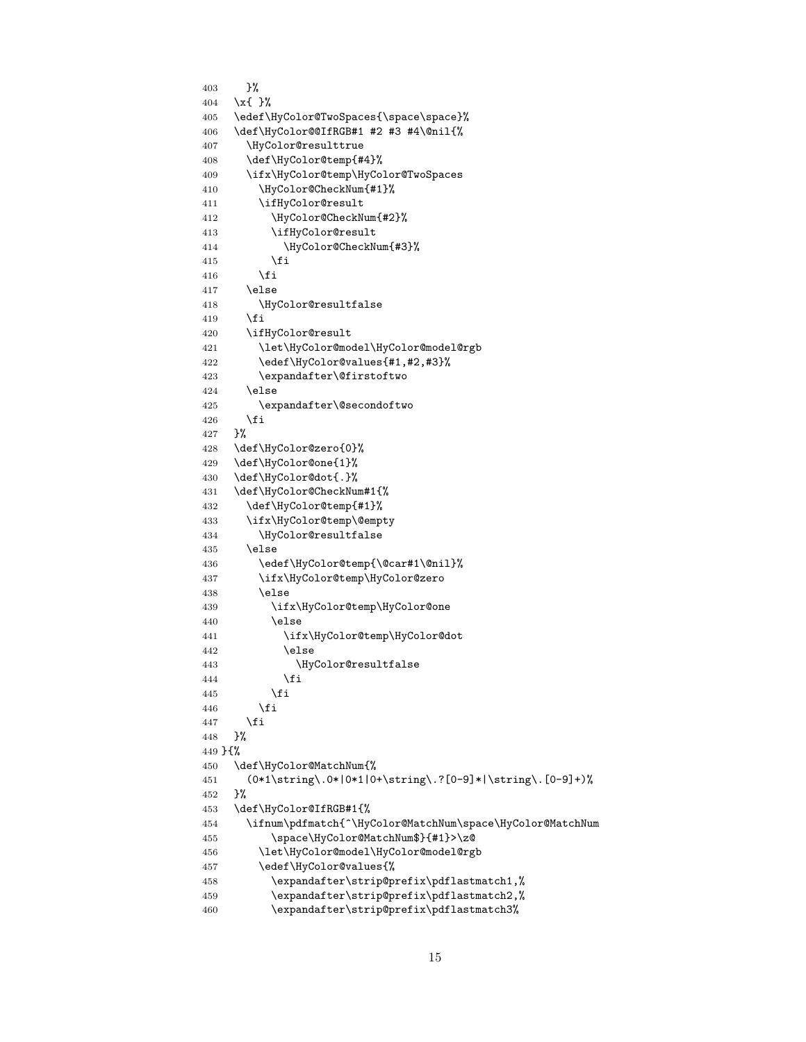```
403     }%
404   \x{ }%
405   \edef\HyColor@TwoSpaces{\space\space}%
406   \def\HyColor@@IfRGB#1 #2 #3 #4\@nil{%
407     \HyColor@resulttrue
408     \def\HyColor@temp{#4}%
409     \ifx\HyColor@temp\HyColor@TwoSpaces
410       \HyColor@CheckNum{#1}%
411       \ifHyColor@result
412         \HyColor@CheckNum{#2}%
413         \ifHyColor@result
414           \HyColor@CheckNum{#3}%
415         \fi
416       \fi
417     \else
418       \HyColor@resultfalse
419     \fi
420     \ifHyColor@result
421       \let\HyColor@model\HyColor@model@rgb
422       \edef\HyColor@values{#1,#2,#3}%
423       \expandafter\@firstoftwo
424     \else
425       \expandafter\@secondoftwo
426     \fi
427   }%
428   \def\HyColor@zero{0}%
429   \def\HyColor@one{1}%
430   \def\HyColor@dot{.}%
431   \def\HyColor@CheckNum#1{%
432     \def\HyColor@temp{#1}%
433     \ifx\HyColor@temp\@empty
434       \HyColor@resultfalse
435     \else
436       \edef\HyColor@temp{\@car#1\@nil}%
437       \ifx\HyColor@temp\HyColor@zero
438       \else
439         \ifx\HyColor@temp\HyColor@one
440         \else
441           \ifx\HyColor@temp\HyColor@dot
442           \else
443             \HyColor@resultfalse
444           \fi
445         \fi
446       \fi
447     \fi
448   }%
449 }{%
450   \def\HyColor@MatchNum{%
451     (0*1\string\.0*|0*1|0+\string\.?[0-9]*|\string\.[0-9]+)%
452   }%
453   \def\HyColor@IfRGB#1{%
454     \ifnum\pdfmatch{^\HyColor@MatchNum\space\HyColor@MatchNum
455         \space\HyColor@MatchNum$}{#1}>\z@
456       \let\HyColor@model\HyColor@model@rgb
457       \edef\HyColor@values{%
458         \expandafter\strip@prefix\pdflastmatch1,%
459         \expandafter\strip@prefix\pdflastmatch2,%
460         \expandafter\strip@prefix\pdflastmatch3%
```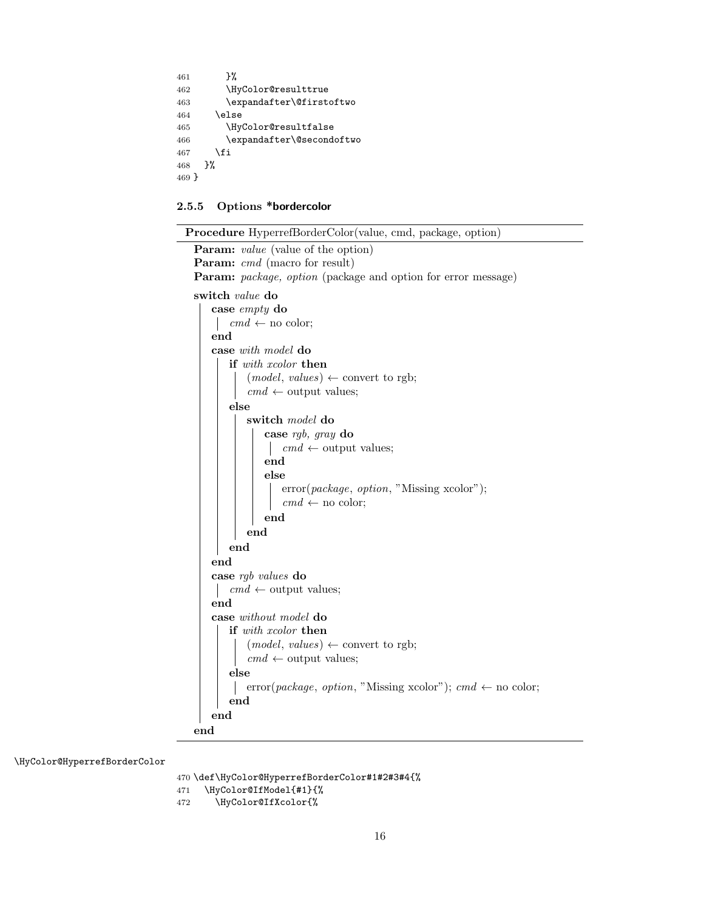```
461       }%
462       \HyColor@resulttrue
463       \expandafter\@firstoftwo
464     \else
465       \HyColor@resultfalse
466       \expandafter\@secondoftwo
467     \fi
468   }%
469 }
```

### 2.5.5 Options *bordercolor

**Procedure** HyperrefBorderColor(value, cmd, package, option)

**Param:** *value* (value of the option)
**Param:** *cmd* (macro for result)
**Param:** *package, option* (package and option for error message)

```
switch value do
    case empty do
        cmd ← no color;
    end
    case with model do
        if with xcolor then
            (model, values) ← convert to rgb;
            cmd ← output values;
        else
            switch model do
                case rgb, gray do
                    cmd ← output values;
                end
                else
                    error(package, option, "Missing xcolor");
                    cmd ← no color;
                end
            end
        end
    end
    case rgb values do
        cmd ← output values;
    end
    case without model do
        if with xcolor then
            (model, values) ← convert to rgb;
            cmd ← output values;
        else
            error(package, option, "Missing xcolor"); cmd ← no color;
        end
    end
end
```

\HyColor@HyperrefBorderColor

```
470 \def\HyColor@HyperrefBorderColor#1#2#3#4{%
471   \HyColor@IfModel{#1}{%
472     \HyColor@IfXcolor{%
```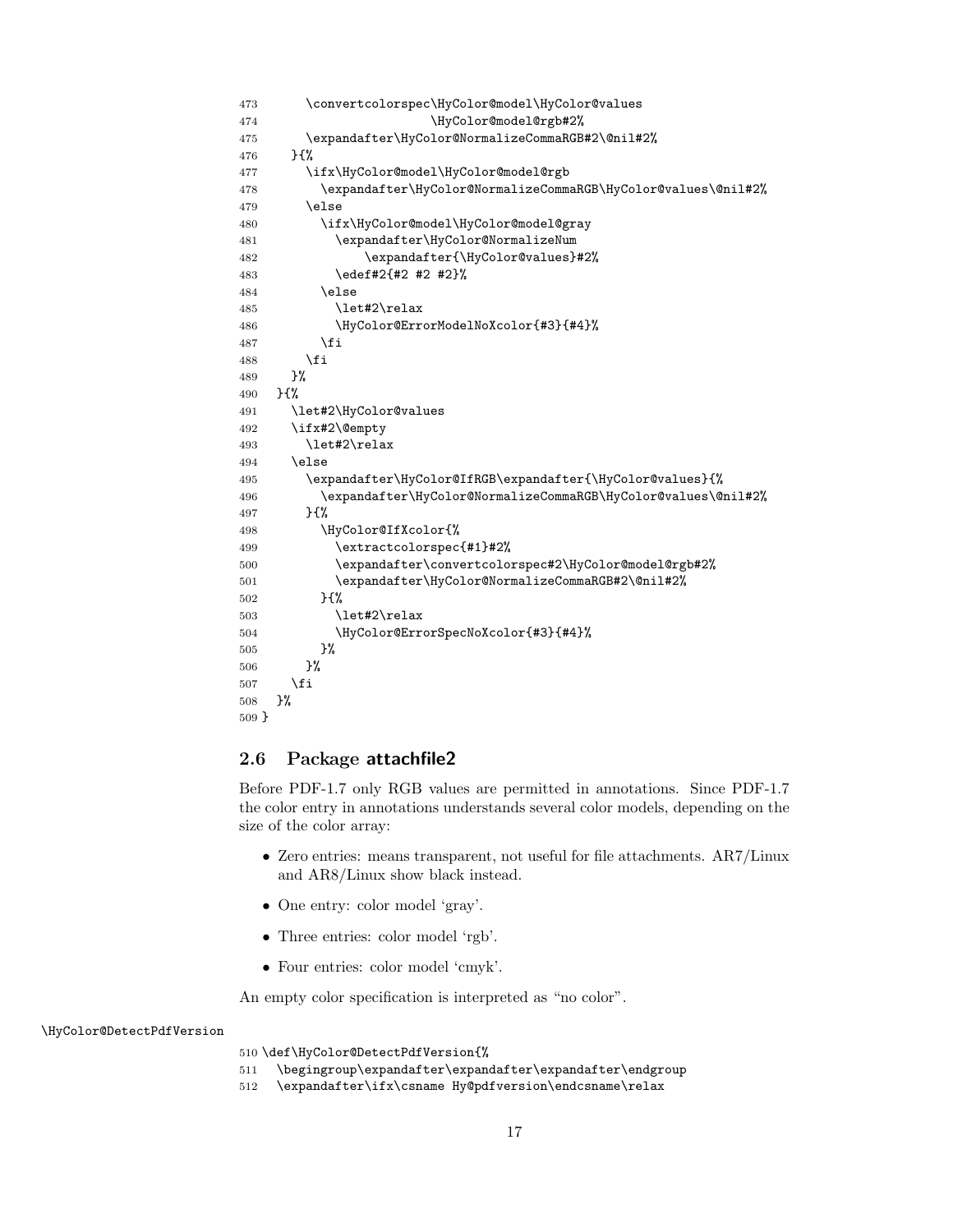```
473       \convertcolorspec\HyColor@model\HyColor@values
474                         \HyColor@model@rgb#2%
475       \expandafter\HyColor@NormalizeCommaRGB#2\@nil#2%
476     }{%
477       \ifx\HyColor@model\HyColor@model@rgb
478         \expandafter\HyColor@NormalizeCommaRGB\HyColor@values\@nil#2%
479       \else
480         \ifx\HyColor@model\HyColor@model@gray
481           \expandafter\HyColor@NormalizeNum
482               \expandafter{\HyColor@values}#2%
483           \edef#2{#2 #2 #2}%
484         \else
485           \let#2\relax
486           \HyColor@ErrorModelNoXcolor{#3}{#4}%
487         \fi
488       \fi
489     }%
490   }{%
491     \let#2\HyColor@values
492     \ifx#2\@empty
493       \let#2\relax
494     \else
495       \expandafter\HyColor@IfRGB\expandafter{\HyColor@values}{%
496         \expandafter\HyColor@NormalizeCommaRGB\HyColor@values\@nil#2%
497       }{%
498         \HyColor@IfXcolor{%
499           \extractcolorspec{#1}#2%
500           \expandafter\convertcolorspec#2\HyColor@model@rgb#2%
501           \expandafter\HyColor@NormalizeCommaRGB#2\@nil#2%
502         }{%
503           \let#2\relax
504           \HyColor@ErrorSpecNoXcolor{#3}{#4}%
505         }%
506       }%
507     \fi
508   }%
509 }
```

## 2.6 Package attachfile2

Before PDF-1.7 only RGB values are permitted in annotations. Since PDF-1.7 the color entry in annotations understands several color models, depending on the size of the color array:

- Zero entries: means transparent, not useful for file attachments. AR7/Linux and AR8/Linux show black instead.
- One entry: color model 'gray'.
- Three entries: color model 'rgb'.
- Four entries: color model 'cmyk'.

An empty color specification is interpreted as "no color".

\HyColor@DetectPdfVersion

```
510 \def\HyColor@DetectPdfVersion{%
511   \begingroup\expandafter\expandafter\expandafter\endgroup
512   \expandafter\ifx\csname Hy@pdfversion\endcsname\relax
```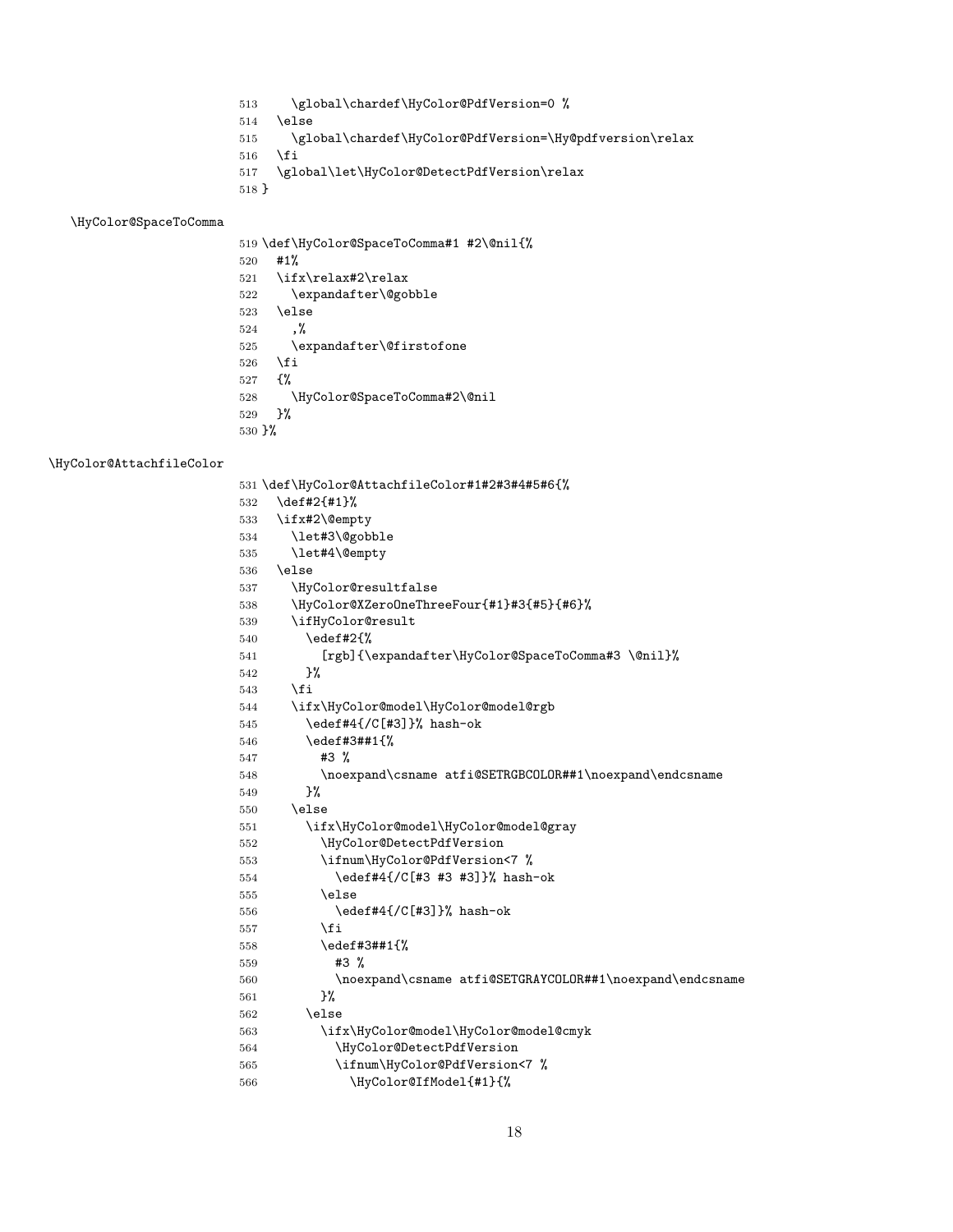```
513     \global\chardef\HyColor@PdfVersion=0 %
514   \else
515     \global\chardef\HyColor@PdfVersion=\Hy@pdfversion\relax
516   \fi
517   \global\let\HyColor@DetectPdfVersion\relax
518 }
```

\HyColor@SpaceToComma

```
519 \def\HyColor@SpaceToComma#1 #2\@nil{%
520   #1%
521   \ifx\relax#2\relax
522     \expandafter\@gobble
523   \else
524     ,%
525     \expandafter\@firstofone
526   \fi
527   {%
528     \HyColor@SpaceToComma#2\@nil
529   }%
530 }%
```

\HyColor@AttachfileColor

```
531 \def\HyColor@AttachfileColor#1#2#3#4#5#6{%
532   \def#2{#1}%
533   \ifx#2\@empty
534     \let#3\@gobble
535     \let#4\@empty
536   \else
537     \HyColor@resultfalse
538     \HyColor@XZeroOneThreeFour{#1}#3{#5}{#6}%
539     \ifHyColor@result
540       \edef#2{%
541         [rgb]{\expandafter\HyColor@SpaceToComma#3 \@nil}%
542       }%
543     \fi
544     \ifx\HyColor@model\HyColor@model@rgb
545       \edef#4{/C[#3]}% hash-ok
546       \edef#3##1{%
547         #3 %
548         \noexpand\csname atfi@SETRGBCOLOR##1\noexpand\endcsname
549       }%
550     \else
551       \ifx\HyColor@model\HyColor@model@gray
552         \HyColor@DetectPdfVersion
553         \ifnum\HyColor@PdfVersion<7 %
554           \edef#4{/C[#3 #3 #3]}% hash-ok
555         \else
556           \edef#4{/C[#3]}% hash-ok
557         \fi
558         \edef#3##1{%
559           #3 %
560           \noexpand\csname atfi@SETGRAYCOLOR##1\noexpand\endcsname
561         }%
562       \else
563         \ifx\HyColor@model\HyColor@model@cmyk
564           \HyColor@DetectPdfVersion
565           \ifnum\HyColor@PdfVersion<7 %
566             \HyColor@IfModel{#1}{%
```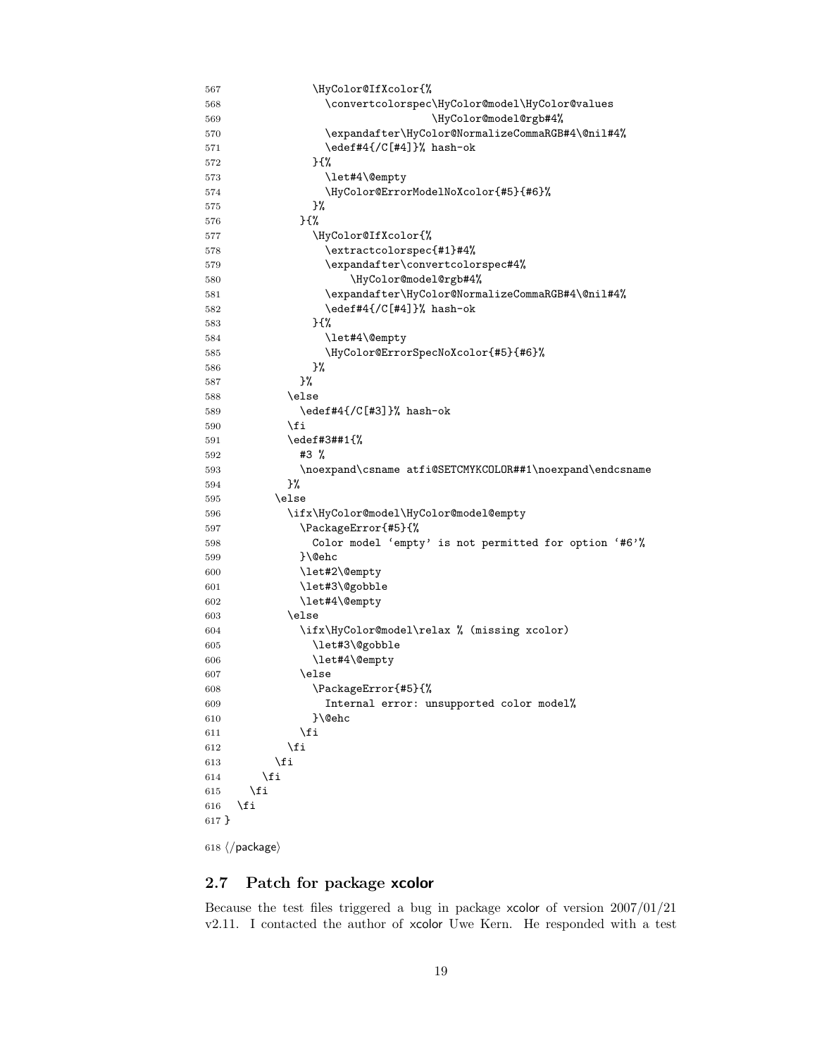```
567             \HyColor@IfXcolor{%
568               \convertcolorspec\HyColor@model\HyColor@values
569                                \HyColor@model@rgb#4%
570               \expandafter\HyColor@NormalizeCommaRGB#4\@nil#4%
571               \edef#4{/C[#4]}% hash-ok
572             }{%
573               \let#4\@empty
574               \HyColor@ErrorModelNoXcolor{#5}{#6}%
575             }%
576           }{%
577             \HyColor@IfXcolor{%
578               \extractcolorspec{#1}#4%
579               \expandafter\convertcolorspec#4%
580                   \HyColor@model@rgb#4%
581               \expandafter\HyColor@NormalizeCommaRGB#4\@nil#4%
582               \edef#4{/C[#4]}% hash-ok
583             }{%
584               \let#4\@empty
585               \HyColor@ErrorSpecNoXcolor{#5}{#6}%
586             }%
587           }%
588         \else
589           \edef#4{/C[#3]}% hash-ok
590         \fi
591         \edef#3##1{%
592           #3 %
593           \noexpand\csname atfi@SETCMYKCOLOR##1\noexpand\endcsname
594         }%
595       \else
596         \ifx\HyColor@model\HyColor@model@empty
597           \PackageError{#5}{%
598             Color model `empty' is not permitted for option `#6'%
599           }\@ehc
600           \let#2\@empty
601           \let#3\@gobble
602           \let#4\@empty
603         \else
604           \ifx\HyColor@model\relax % (missing xcolor)
605             \let#3\@gobble
606             \let#4\@empty
607           \else
608             \PackageError{#5}{%
609               Internal error: unsupported color model%
610             }\@ehc
611           \fi
612         \fi
613       \fi
614     \fi
615   \fi
616   \fi
617 }
618 ⟨/package⟩
```

## 2.7 Patch for package xcolor

Because the test files triggered a bug in package xcolor of version 2007/01/21 v2.11. I contacted the author of xcolor Uwe Kern. He responded with a test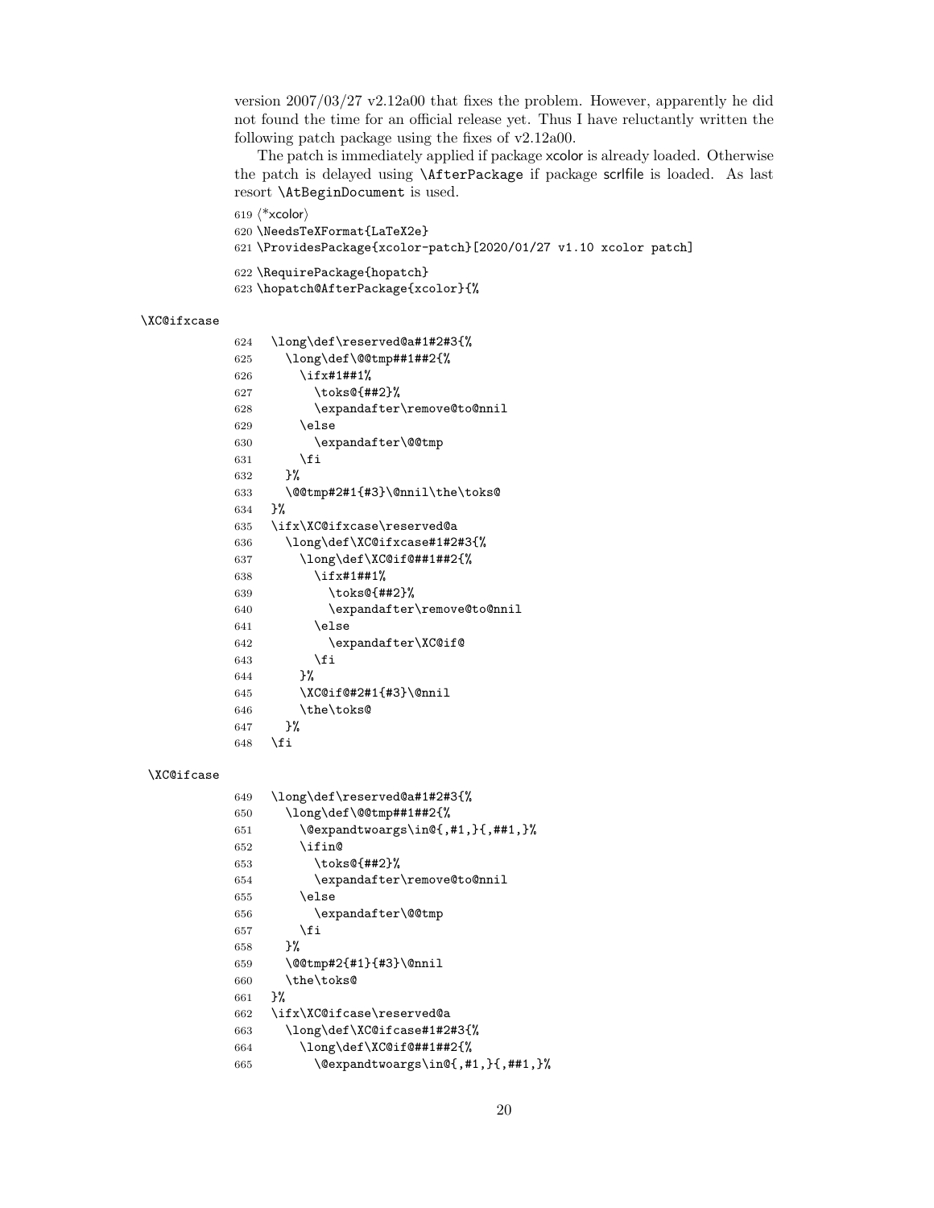version 2007/03/27 v2.12a00 that fixes the problem. However, apparently he did not found the time for an official release yet. Thus I have reluctantly written the following patch package using the fixes of v2.12a00.

The patch is immediately applied if package xcolor is already loaded. Otherwise the patch is delayed using `\AfterPackage` if package scrlfile is loaded. As last resort `\AtBeginDocument` is used.

```
619 ⟨*xcolor⟩
620 \NeedsTeXFormat{LaTeX2e}
621 \ProvidesPackage{xcolor-patch}[2020/01/27 v1.10 xcolor patch]
622 \RequirePackage{hopatch}
623 \hopatch@AfterPackage{xcolor}{%
```

`\XC@ifxcase`

```
624   \long\def\reserved@a#1#2#3{%
625     \long\def\@@tmp##1##2{%
626       \ifx#1##1%
627         \toks@{##2}%
628         \expandafter\remove@to@nnil
629       \else
630         \expandafter\@@tmp
631       \fi
632     }%
633     \@@tmp#2#1{#3}\@nnil\the\toks@
634   }%
635   \ifx\XC@ifxcase\reserved@a
636     \long\def\XC@ifxcase#1#2#3{%
637       \long\def\XC@if@##1##2{%
638         \ifx#1##1%
639           \toks@{##2}%
640           \expandafter\remove@to@nnil
641         \else
642           \expandafter\XC@if@
643         \fi
644       }%
645       \XC@if@#2#1{#3}\@nnil
646       \the\toks@
647     }%
648   \fi
```

`\XC@ifcase`

```
649   \long\def\reserved@a#1#2#3{%
650     \long\def\@@tmp##1##2{%
651       \@expandtwoargs\in@{,#1,}{,##1,}%
652       \ifin@
653         \toks@{##2}%
654         \expandafter\remove@to@nnil
655       \else
656         \expandafter\@@tmp
657       \fi
658     }%
659     \@@tmp#2{#1}{#3}\@nnil
660     \the\toks@
661   }%
662   \ifx\XC@ifcase\reserved@a
663     \long\def\XC@ifcase#1#2#3{%
664       \long\def\XC@if@##1##2{%
665         \@expandtwoargs\in@{,#1,}{,##1,}%
```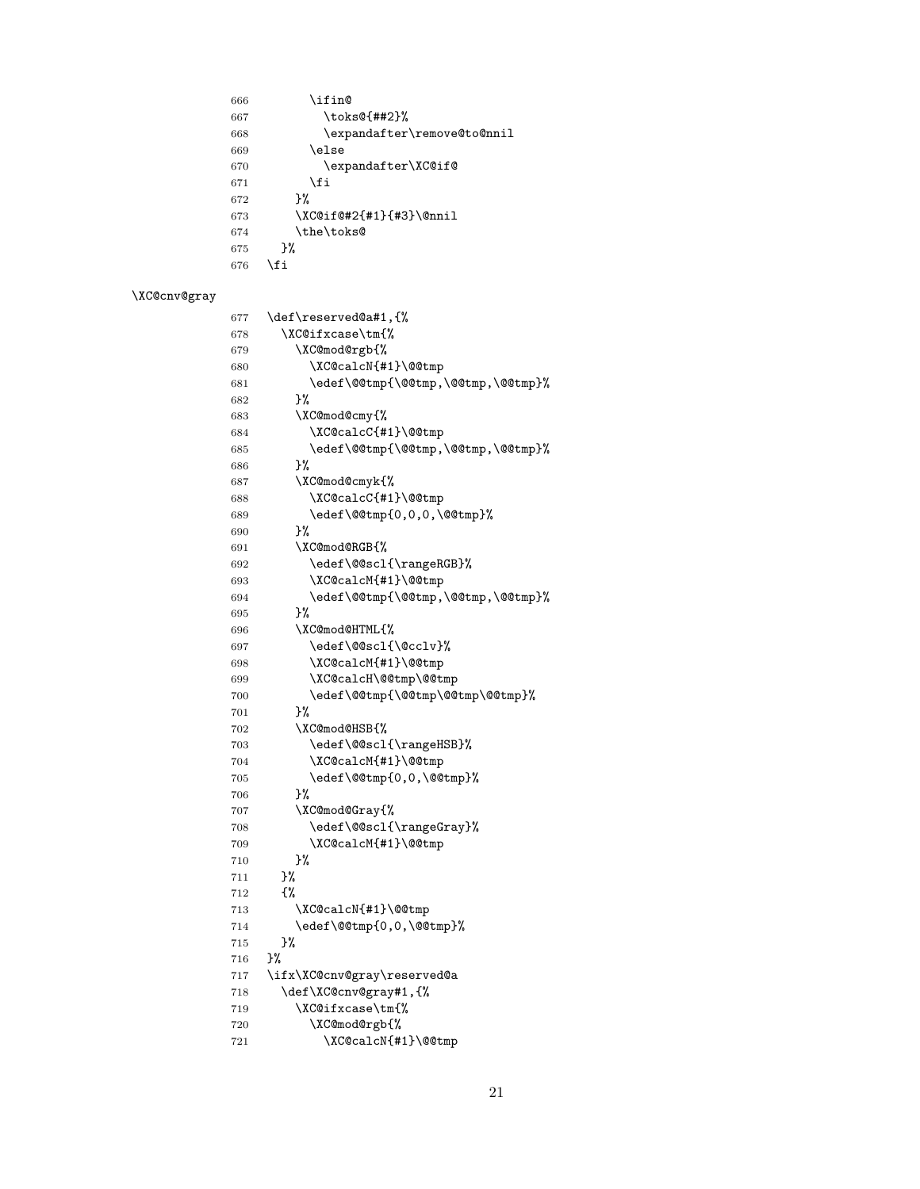```
666       \ifin@
667         \toks@{##2}%
668         \expandafter\remove@to@nnil
669       \else
670         \expandafter\XC@if@
671       \fi
672     }%
673     \XC@if@#2{#1}{#3}\@nnil
674     \the\toks@
675   }%
676 \fi
```

\XC@cnv@gray

```
677 \def\reserved@a#1,{%
678   \XC@ifxcase\tm{%
679     \XC@mod@rgb{%
680       \XC@calcN{#1}\@@tmp
681       \edef\@@tmp{\@@tmp,\@@tmp,\@@tmp}%
682     }%
683     \XC@mod@cmy{%
684       \XC@calcC{#1}\@@tmp
685       \edef\@@tmp{\@@tmp,\@@tmp,\@@tmp}%
686     }%
687     \XC@mod@cmyk{%
688       \XC@calcC{#1}\@@tmp
689       \edef\@@tmp{0,0,0,\@@tmp}%
690     }%
691     \XC@mod@RGB{%
692       \edef\@@scl{\rangeRGB}%
693       \XC@calcM{#1}\@@tmp
694       \edef\@@tmp{\@@tmp,\@@tmp,\@@tmp}%
695     }%
696     \XC@mod@HTML{%
697       \edef\@@scl{\@cclv}%
698       \XC@calcM{#1}\@@tmp
699       \XC@calcH\@@tmp\@@tmp
700       \edef\@@tmp{\@@tmp\@@tmp\@@tmp}%
701     }%
702     \XC@mod@HSB{%
703       \edef\@@scl{\rangeHSB}%
704       \XC@calcM{#1}\@@tmp
705       \edef\@@tmp{0,0,\@@tmp}%
706     }%
707     \XC@mod@Gray{%
708       \edef\@@scl{\rangeGray}%
709       \XC@calcM{#1}\@@tmp
710     }%
711   }%
712   {%
713     \XC@calcN{#1}\@@tmp
714     \edef\@@tmp{0,0,\@@tmp}%
715   }%
716 }%
717 \ifx\XC@cnv@gray\reserved@a
718   \def\XC@cnv@gray#1,{%
719     \XC@ifxcase\tm{%
720       \XC@mod@rgb{%
721         \XC@calcN{#1}\@@tmp
```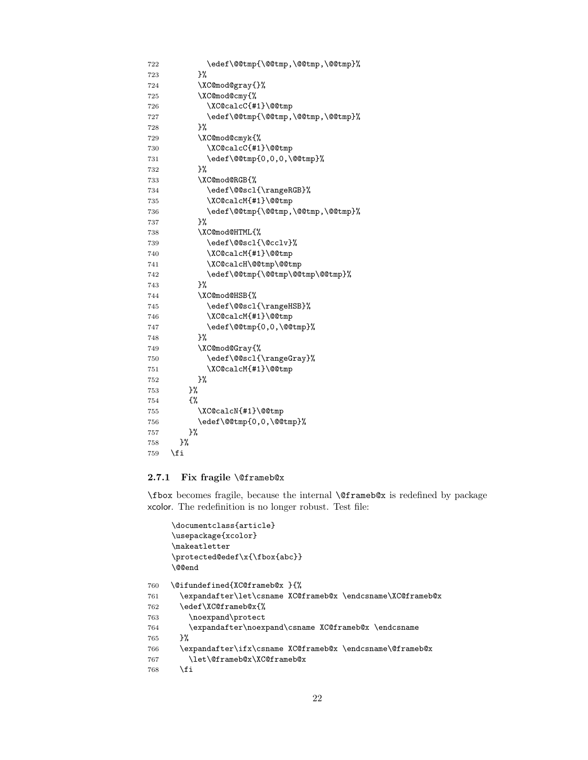```
722          \edef\@@tmp{\@@tmp,\@@tmp,\@@tmp}%
723        }%
724        \XC@mod@gray{}%
725        \XC@mod@cmy{%
726          \XC@calcC{#1}\@@tmp
727          \edef\@@tmp{\@@tmp,\@@tmp,\@@tmp}%
728        }%
729        \XC@mod@cmyk{%
730          \XC@calcC{#1}\@@tmp
731          \edef\@@tmp{0,0,0,\@@tmp}%
732        }%
733        \XC@mod@RGB{%
734          \edef\@@scl{\rangeRGB}%
735          \XC@calcM{#1}\@@tmp
736          \edef\@@tmp{\@@tmp,\@@tmp,\@@tmp}%
737        }%
738        \XC@mod@HTML{%
739          \edef\@@scl{\@cclv}%
740          \XC@calcM{#1}\@@tmp
741          \XC@calcH\@@tmp\@@tmp
742          \edef\@@tmp{\@@tmp\@@tmp\@@tmp}%
743        }%
744        \XC@mod@HSB{%
745          \edef\@@scl{\rangeHSB}%
746          \XC@calcM{#1}\@@tmp
747          \edef\@@tmp{0,0,\@@tmp}%
748        }%
749        \XC@mod@Gray{%
750          \edef\@@scl{\rangeGray}%
751          \XC@calcM{#1}\@@tmp
752        }%
753      }%
754      {%
755        \XC@calcN{#1}\@@tmp
756        \edef\@@tmp{0,0,\@@tmp}%
757      }%
758    }%
759  \fi
```

### 2.7.1 Fix fragile \@frameb@x

\fbox becomes fragile, because the internal \@frameb@x is redefined by package xcolor. The redefinition is no longer robust. Test file:

```
\documentclass{article}
\usepackage{xcolor}
\makeatletter
\protected@edef\x{\fbox{abc}}
\@@end
```

```
760  \@ifundefined{XC@frameb@x }{%
761    \expandafter\let\csname XC@frameb@x \endcsname\XC@frameb@x
762    \edef\XC@frameb@x{%
763      \noexpand\protect
764      \expandafter\noexpand\csname XC@frameb@x \endcsname
765    }%
766    \expandafter\ifx\csname XC@frameb@x \endcsname\@frameb@x
767      \let\@frameb@x\XC@frameb@x
768    \fi
```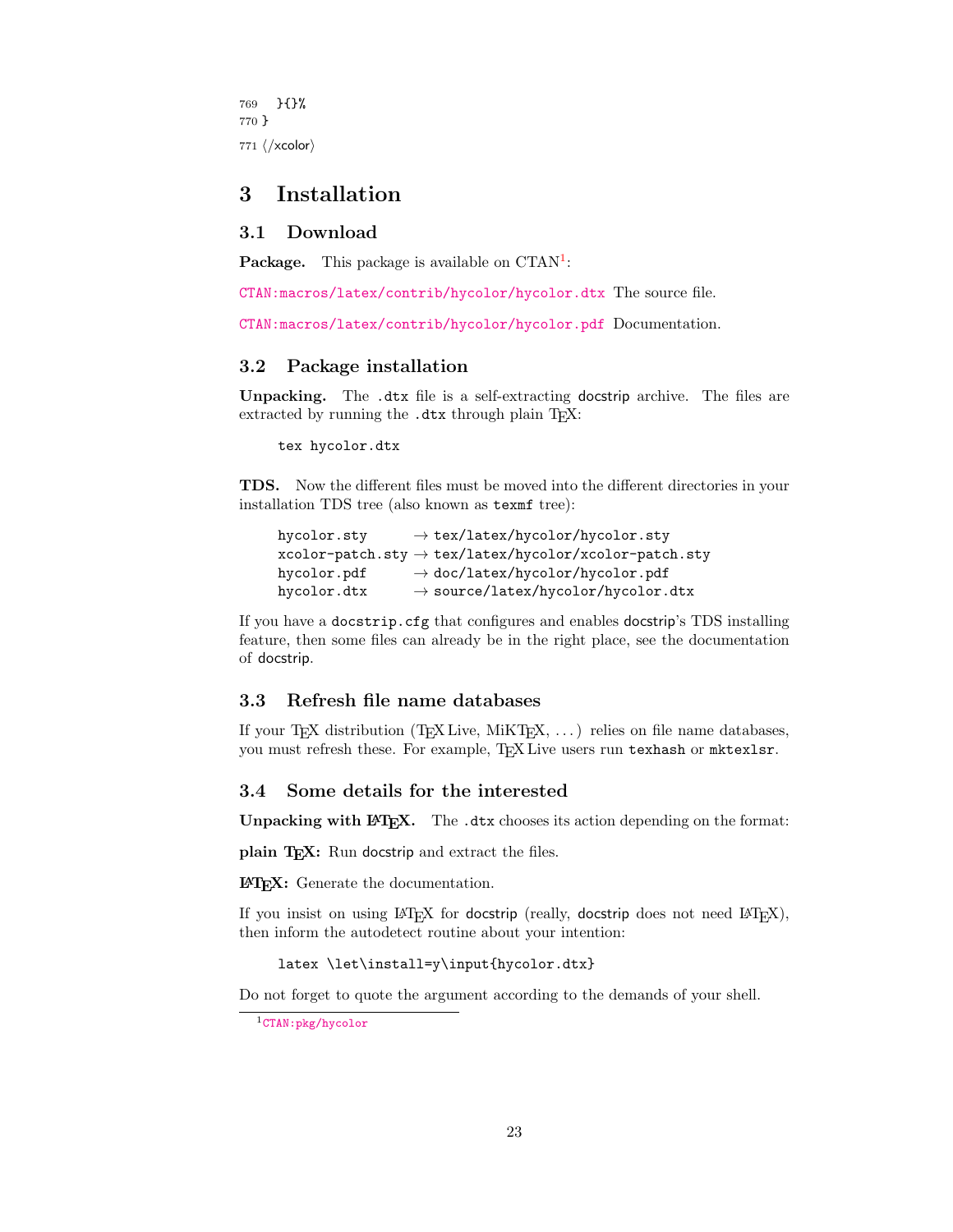```
769   }{}%
770 }
771 ⟨/xcolor⟩
```

# 3 Installation

## 3.1 Download

**Package.** This package is available on CTAN[1]:

CTAN:macros/latex/contrib/hycolor/hycolor.dtx The source file.

CTAN:macros/latex/contrib/hycolor/hycolor.pdf Documentation.

## 3.2 Package installation

**Unpacking.** The .dtx file is a self-extracting docstrip archive. The files are extracted by running the .dtx through plain TeX:

```
tex hycolor.dtx
```

**TDS.** Now the different files must be moved into the different directories in your installation TDS tree (also known as texmf tree):

```
hycolor.sty       → tex/latex/hycolor/hycolor.sty
xcolor-patch.sty  → tex/latex/hycolor/xcolor-patch.sty
hycolor.pdf       → doc/latex/hycolor/hycolor.pdf
hycolor.dtx       → source/latex/hycolor/hycolor.dtx
```

If you have a docstrip.cfg that configures and enables docstrip's TDS installing feature, then some files can already be in the right place, see the documentation of docstrip.

## 3.3 Refresh file name databases

If your TeX distribution (TeX Live, MiKTeX, ...) relies on file name databases, you must refresh these. For example, TeX Live users run texhash or mktexlsr.

## 3.4 Some details for the interested

**Unpacking with LaTeX.** The .dtx chooses its action depending on the format:

**plain TeX:** Run docstrip and extract the files.

**LaTeX:** Generate the documentation.

If you insist on using LaTeX for docstrip (really, docstrip does not need LaTeX), then inform the autodetect routine about your intention:

```
latex \let\install=y\input{hycolor.dtx}
```

Do not forget to quote the argument according to the demands of your shell.

[1] CTAN:pkg/hycolor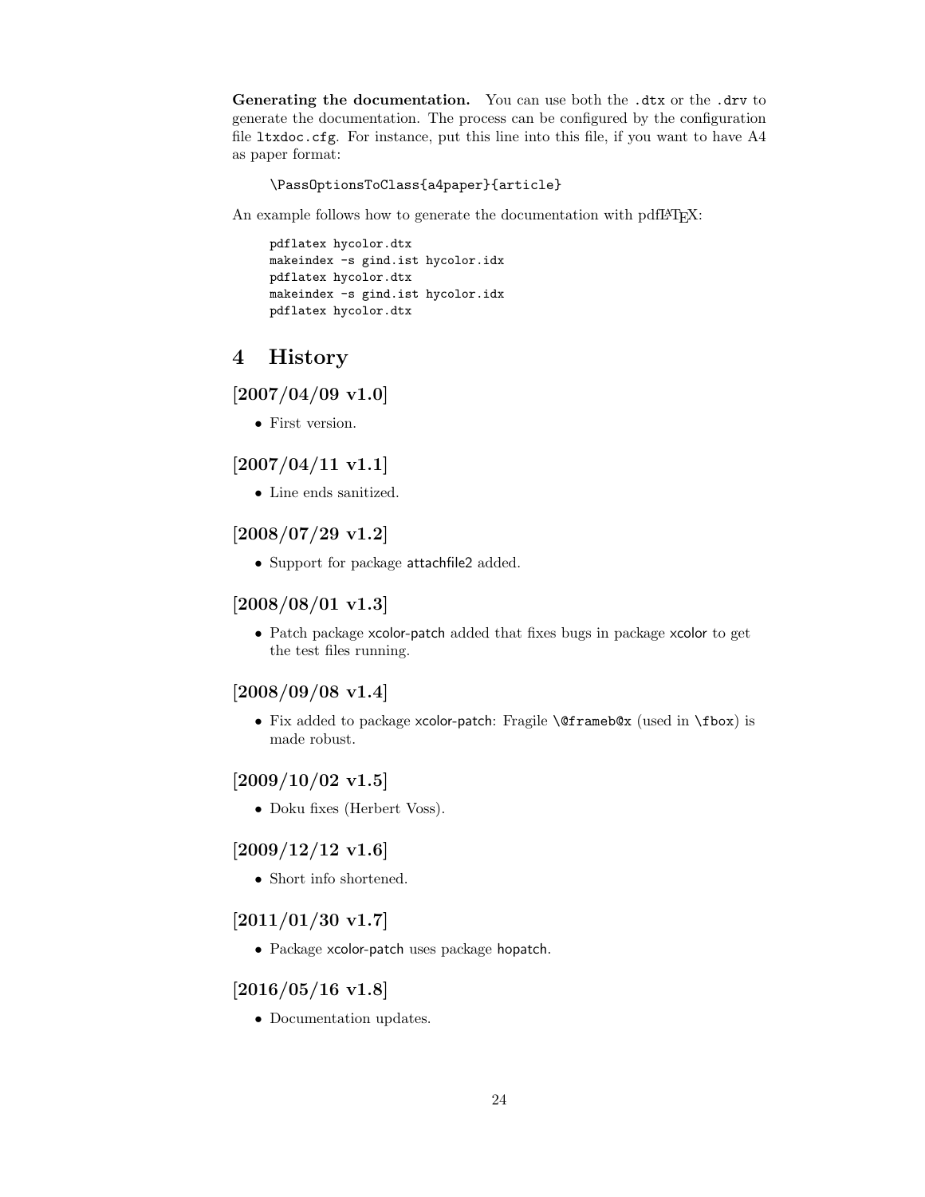**Generating the documentation.** You can use both the `.dtx` or the `.drv` to generate the documentation. The process can be configured by the configuration file `ltxdoc.cfg`. For instance, put this line into this file, if you want to have A4 as paper format:

```
\PassOptionsToClass{a4paper}{article}
```

An example follows how to generate the documentation with pdfLaTeX:

```
pdflatex hycolor.dtx
makeindex -s gind.ist hycolor.idx
pdflatex hycolor.dtx
makeindex -s gind.ist hycolor.idx
pdflatex hycolor.dtx
```

# 4 History

## [2007/04/09 v1.0]

- First version.

## [2007/04/11 v1.1]

- Line ends sanitized.

## [2008/07/29 v1.2]

- Support for package attachfile2 added.

## [2008/08/01 v1.3]

- Patch package xcolor-patch added that fixes bugs in package xcolor to get the test files running.

## [2008/09/08 v1.4]

- Fix added to package xcolor-patch: Fragile `\@frameb@x` (used in `\fbox`) is made robust.

## [2009/10/02 v1.5]

- Doku fixes (Herbert Voss).

## [2009/12/12 v1.6]

- Short info shortened.

## [2011/01/30 v1.7]

- Package xcolor-patch uses package hopatch.

## [2016/05/16 v1.8]

- Documentation updates.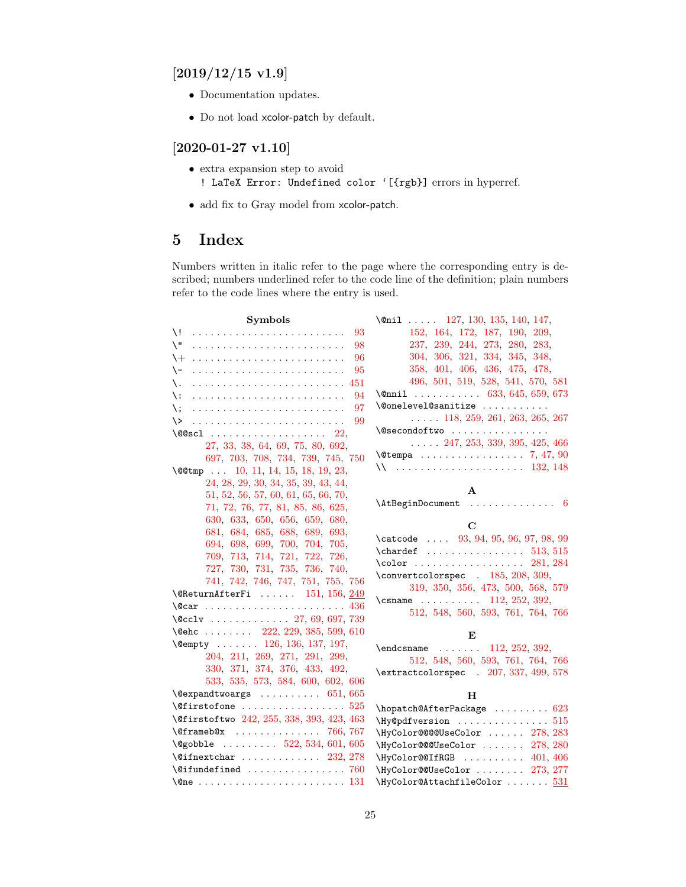### [2019/12/15 v1.9]

- Documentation updates.
- Do not load xcolor-patch by default.

### [2020-01-27 v1.10]

- extra expansion step to avoid
  `! LaTeX Error: Undefined color `[{rgb}]` errors in hyperref.
- add fix to Gray model from xcolor-patch.

## 5 Index

Numbers written in italic refer to the page where the corresponding entry is described; numbers underlined refer to the code line of the definition; plain numbers refer to the code lines where the entry is used.

**Symbols**

\! . . . . . . . . . . . . . . . . . . . . . . . . 93
\" . . . . . . . . . . . . . . . . . . . . . . . . 98
\+ . . . . . . . . . . . . . . . . . . . . . . . . 96
\- . . . . . . . . . . . . . . . . . . . . . . . . 95
\. . . . . . . . . . . . . . . . . . . . . . . . . 451
\: . . . . . . . . . . . . . . . . . . . . . . . . 94
\; . . . . . . . . . . . . . . . . . . . . . . . . 97
\> . . . . . . . . . . . . . . . . . . . . . . . . 99
\@@scl . . . . . . . . . . . . . . . . . . 22, 27, 33, 38, 64, 69, 75, 80, 692, 697, 703, 708, 734, 739, 745, 750
\@@tmp . . . 10, 11, 14, 15, 18, 19, 23, 24, 28, 29, 30, 34, 35, 39, 43, 44, 51, 52, 56, 57, 60, 61, 65, 66, 70, 71, 72, 76, 77, 81, 85, 86, 625, 630, 633, 650, 656, 659, 680, 681, 684, 685, 688, 689, 693, 694, 698, 699, 700, 704, 705, 709, 713, 714, 721, 722, 726, 727, 730, 731, 735, 736, 740, 741, 742, 746, 747, 751, 755, 756
\@ReturnAfterFi . . . . . . 151, 156, 249
\@car . . . . . . . . . . . . . . . . . . . . . . 436
\@cclv . . . . . . . . . . . . . 27, 69, 697, 739
\@ehc . . . . . . . . 222, 229, 385, 599, 610
\@empty . . . . . . . 126, 136, 137, 197, 204, 211, 269, 271, 291, 299, 330, 371, 374, 376, 433, 492, 533, 535, 573, 584, 600, 602, 606
\@expandtwoargs . . . . . . . . . . 651, 665
\@firstofone . . . . . . . . . . . . . . . . . 525
\@firstoftwo 242, 255, 338, 393, 423, 463
\@frameb@x . . . . . . . . . . . . . . 766, 767
\@gobble . . . . . . . . . 522, 534, 601, 605
\@ifnextchar . . . . . . . . . . . . . 232, 278
\@ifundefined . . . . . . . . . . . . . . . . 760
\@ne . . . . . . . . . . . . . . . . . . . . . . . 131
\@nil . . . . . 127, 130, 135, 140, 147, 152, 164, 172, 187, 190, 209, 237, 239, 244, 273, 280, 283, 304, 306, 321, 334, 345, 348, 358, 401, 406, 436, 475, 478, 496, 501, 519, 528, 541, 570, 581
\@nnil . . . . . . . . . . . 633, 645, 659, 673
\@onelevel@sanitize . . . . . . . . . . . . . . . 118, 259, 261, 263, 265, 267
\@secondoftwo . . . . . . . . . . . . . . . . . . . . 247, 253, 339, 395, 425, 466
\@tempa . . . . . . . . . . . . . . . . . 7, 47, 90
\\ . . . . . . . . . . . . . . . . . . . . . 132, 148

**A**

\AtBeginDocument . . . . . . . . . . . . . . 6

**C**

\catcode . . . . 93, 94, 95, 96, 97, 98, 99
\chardef . . . . . . . . . . . . . . . . 513, 515
\color . . . . . . . . . . . . . . . . . . 281, 284
\convertcolorspec . 185, 208, 309, 319, 350, 356, 473, 500, 568, 579
\csname . . . . . . . . . . 112, 252, 392, 512, 548, 560, 593, 761, 764, 766

**E**

\endcsname . . . . . . . 112, 252, 392, 512, 548, 560, 593, 761, 764, 766
\extractcolorspec . 207, 337, 499, 578

**H**

\hopatch@AfterPackage . . . . . . . . . 623
\Hy@pdfversion . . . . . . . . . . . . . . . 515
\HyColor@@@@UseColor . . . . . . 278, 283
\HyColor@@@UseColor . . . . . . . 278, 280
\HyColor@@IfRGB . . . . . . . . . . 401, 406
\HyColor@@UseColor . . . . . . . . 273, 277
\HyColor@AttachfileColor . . . . . . . 531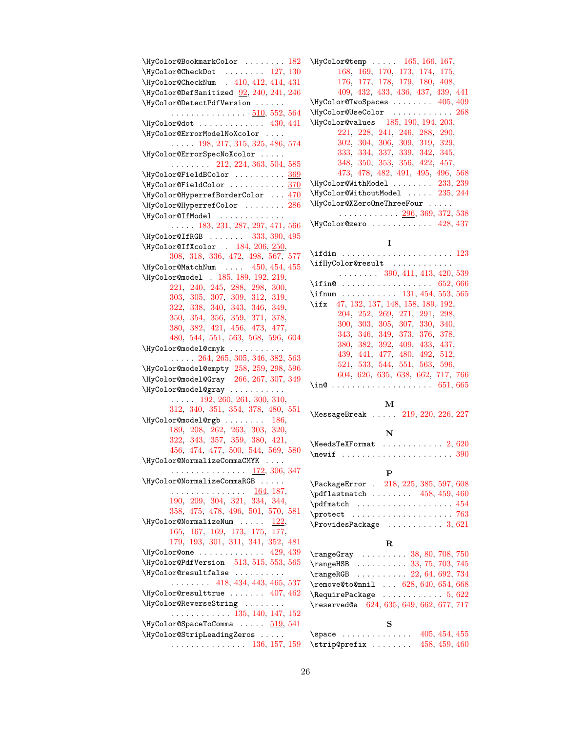\HyColor@BookmarkColor . . . . . . . . 182
\HyColor@CheckDot . . . . . . . . 127, 130
\HyColor@CheckNum . 410, 412, 414, 431
\HyColor@DefSanitized 92, 240, 241, 246
\HyColor@DetectPdfVersion . . . . . . . . . . . . . . . . . . . . . 510, 552, 564
\HyColor@dot . . . . . . . . . . . . . 430, 441
\HyColor@ErrorModelNoXcolor . . . . . . . . . 198, 217, 315, 325, 486, 574
\HyColor@ErrorSpecNoXcolor . . . . . . . . . . . . 212, 224, 363, 504, 585
\HyColor@FieldBColor . . . . . . . . . . 369
\HyColor@FieldColor . . . . . . . . . . . 370
\HyColor@HyperrefBorderColor . . . 470
\HyColor@HyperrefColor . . . . . . . . 286
\HyColor@IfModel . . . . . . . . . . . . . . . . . . 183, 231, 287, 297, 471, 566
\HyColor@IfRGB . . . . . . . 333, 390, 495
\HyColor@IfXcolor . 184, 206, 250, 308, 318, 336, 472, 498, 567, 577
\HyColor@MatchNum . . . . 450, 454, 455
\HyColor@model . 185, 189, 192, 219, 221, 240, 245, 288, 298, 300, 303, 305, 307, 309, 312, 319, 322, 338, 340, 343, 346, 349, 350, 354, 356, 359, 371, 378, 380, 382, 421, 456, 473, 477, 480, 544, 551, 563, 568, 596, 604
\HyColor@model@cmyk . . . . . . . . . . . . . . . 264, 265, 305, 346, 382, 563
\HyColor@model@empty 258, 259, 298, 596
\HyColor@model@Gray 266, 267, 307, 349
\HyColor@model@gray . . . . . . . . . . . . . . . 192, 260, 261, 300, 310, 312, 340, 351, 354, 378, 480, 551
\HyColor@model@rgb . . . . . . . . 186, 189, 208, 262, 263, 303, 320, 322, 343, 357, 359, 380, 421, 456, 474, 477, 500, 544, 569, 580
\HyColor@NormalizeCommaCMYK . . . . . . . . . . . . . . . . . . . 172, 306, 347
\HyColor@NormalizeCommaRGB . . . . . . . . . . . . . . . . . . . . 164, 187, 190, 209, 304, 321, 334, 344, 358, 475, 478, 496, 501, 570, 581
\HyColor@NormalizeNum . . . . . 122, 165, 167, 169, 173, 175, 177, 179, 193, 301, 311, 341, 352, 481
\HyColor@one . . . . . . . . . . . . . 429, 439
\HyColor@PdfVersion 513, 515, 553, 565
\HyColor@resultfalse . . . . . . . . . . . . . . . . . . 418, 434, 443, 465, 537
\HyColor@resulttrue . . . . . . . 407, 462
\HyColor@ReverseString . . . . . . . . . . . . . . . . . . . . 135, 140, 147, 152
\HyColor@SpaceToComma . . . . . 519, 541
\HyColor@StripLeadingZeros . . . . . . . . . . . . . . . . . . . . 136, 157, 159
\HyColor@temp . . . . . 165, 166, 167, 168, 169, 170, 173, 174, 175, 176, 177, 178, 179, 180, 408, 409, 432, 433, 436, 437, 439, 441
\HyColor@TwoSpaces . . . . . . . . 405, 409
\HyColor@UseColor . . . . . . . . . . . . 268
\HyColor@values 185, 190, 194, 203, 221, 228, 241, 246, 288, 290, 302, 304, 306, 309, 319, 329, 333, 334, 337, 339, 342, 345, 348, 350, 353, 356, 422, 457, 473, 478, 482, 491, 495, 496, 568
\HyColor@WithModel . . . . . . . . 233, 239
\HyColor@WithoutModel . . . . . 235, 244
\HyColor@XZeroOneThreeFour . . . . . . . . . . . . . . . . . 296, 369, 372, 538
\HyColor@zero . . . . . . . . . . . . 428, 437

**I**

\ifdim . . . . . . . . . . . . . . . . . . . . . . 123
\ifHyColor@result . . . . . . . . . . . . . . . . . . . . 390, 411, 413, 420, 539
\ifin@ . . . . . . . . . . . . . . . . . . 652, 666
\ifnum . . . . . . . . . . . 131, 454, 553, 565
\ifx 47, 132, 137, 148, 158, 189, 192, 204, 252, 269, 271, 291, 298, 300, 303, 305, 307, 330, 340, 343, 346, 349, 373, 376, 378, 380, 382, 392, 409, 433, 437, 439, 441, 477, 480, 492, 512, 521, 533, 544, 551, 563, 596, 604, 626, 635, 638, 662, 717, 766
\in@ . . . . . . . . . . . . . . . . . . . . 651, 665

**M**

\MessageBreak . . . . . 219, 220, 226, 227

**N**

\NeedsTeXFormat . . . . . . . . . . . . 2, 620
\newif . . . . . . . . . . . . . . . . . . . . . 390

**P**

\PackageError . 218, 225, 385, 597, 608
\pdflastmatch . . . . . . . . 458, 459, 460
\pdfmatch . . . . . . . . . . . . . . . . . . . 454
\protect . . . . . . . . . . . . . . . . . . . . 763
\ProvidesPackage . . . . . . . . . . . 3, 621

**R**

\rangeGray . . . . . . . . . 38, 80, 708, 750
\rangeHSB . . . . . . . . . . 33, 75, 703, 745
\rangeRGB . . . . . . . . . . 22, 64, 692, 734
\remove@to@nnil . . . 628, 640, 654, 668
\RequirePackage . . . . . . . . . . . . 5, 622
\reserved@a 624, 635, 649, 662, 677, 717

**S**

\space . . . . . . . . . . . . . . 405, 454, 455
\strip@prefix . . . . . . . . 458, 459, 460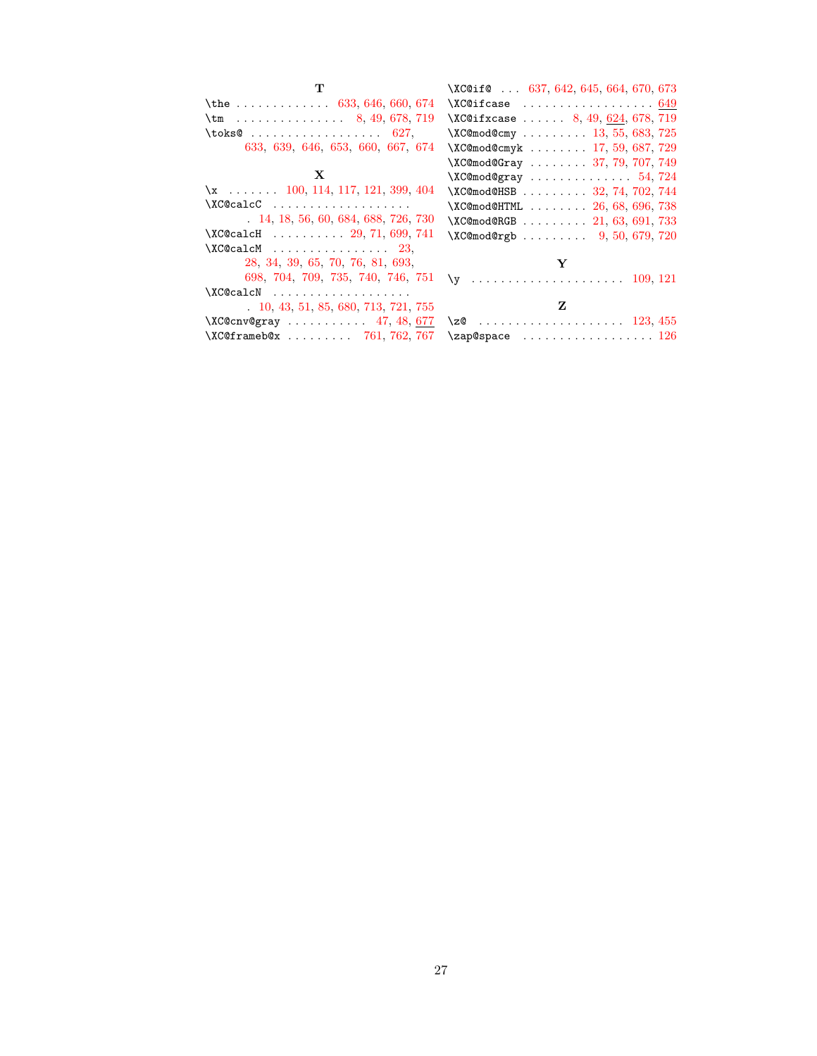**T**

\the . . . . . . . . . . . . . 633, 646, 660, 674
\tm . . . . . . . . . . . . . . . 8, 49, 678, 719
\toks@ . . . . . . . . . . . . . . . . . . 627, 633, 639, 646, 653, 660, 667, 674

**X**

\x . . . . . . . 100, 114, 117, 121, 399, 404
\XC@calcC . . . . . . . . . . . . . . . . . . . 14, 18, 56, 60, 684, 688, 726, 730
\XC@calcH . . . . . . . . . . 29, 71, 699, 741
\XC@calcM . . . . . . . . . . . . . . . . 23, 28, 34, 39, 65, 70, 76, 81, 693, 698, 704, 709, 735, 740, 746, 751
\XC@calcN . . . . . . . . . . . . . . . . . . . 10, 43, 51, 85, 680, 713, 721, 755
\XC@cnv@gray . . . . . . . . . . . 47, 48, 677
\XC@frameb@x . . . . . . . . . 761, 762, 767
\XC@if@ . . . 637, 642, 645, 664, 670, 673
\XC@ifcase . . . . . . . . . . . . . . . . . . 649
\XC@ifxcase . . . . . . 8, 49, 624, 678, 719
\XC@mod@cmy . . . . . . . . . 13, 55, 683, 725
\XC@mod@cmyk . . . . . . . . 17, 59, 687, 729
\XC@mod@Gray . . . . . . . . 37, 79, 707, 749
\XC@mod@gray . . . . . . . . . . . . . . 54, 724
\XC@mod@HSB . . . . . . . . . 32, 74, 702, 744
\XC@mod@HTML . . . . . . . . 26, 68, 696, 738
\XC@mod@RGB . . . . . . . . . 21, 63, 691, 733
\XC@mod@rgb . . . . . . . . . 9, 50, 679, 720

**Y**

\y . . . . . . . . . . . . . . . . . . . . . 109, 121

**Z**

\z@ . . . . . . . . . . . . . . . . . . . . . 123, 455
\zap@space . . . . . . . . . . . . . . . . . . 126